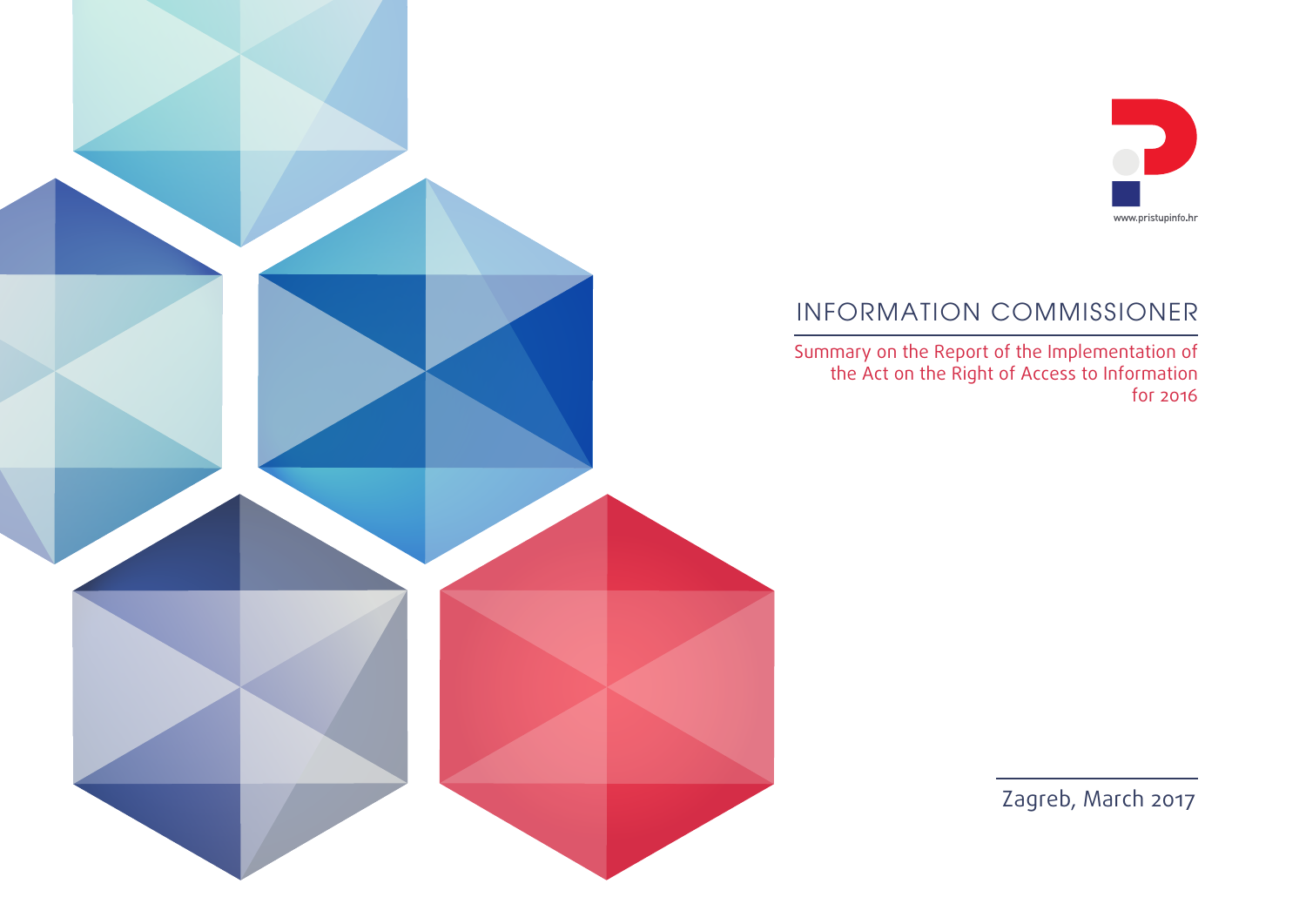www.pristupinfo.hr

# INFORMATION COMMISSIONER

## Summary on the Report of the Implementation of the Act on the Right of Access to Information for 2016

Zagreb, March 2017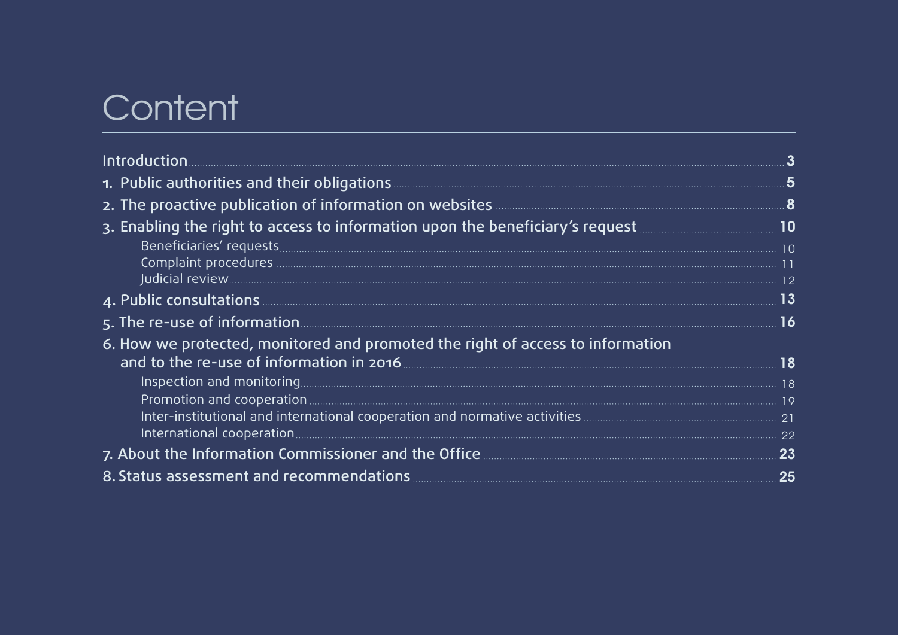# Content

- Introduction 3
- 1. Public authorities and their obligations 5
- 2. The proactive publication of information on websites 8
- 3. Enabling the right to access to information upon the beneficiary's request 10
  - Beneficiaries' requests 10
  - Complaint procedures 11
  - Judicial review 12
- 4. Public consultations 13
- 5. The re-use of information 16
- 6. How we protected, monitored and promoted the right of access to information and to the re-use of information in 2016 18
  - Inspection and monitoring 18
  - Promotion and cooperation 19
  - Inter-institutional and international cooperation and normative activities 21
  - International cooperation 22
- 7. About the Information Commissioner and the Office 23
- 8. Status assessment and recommendations 25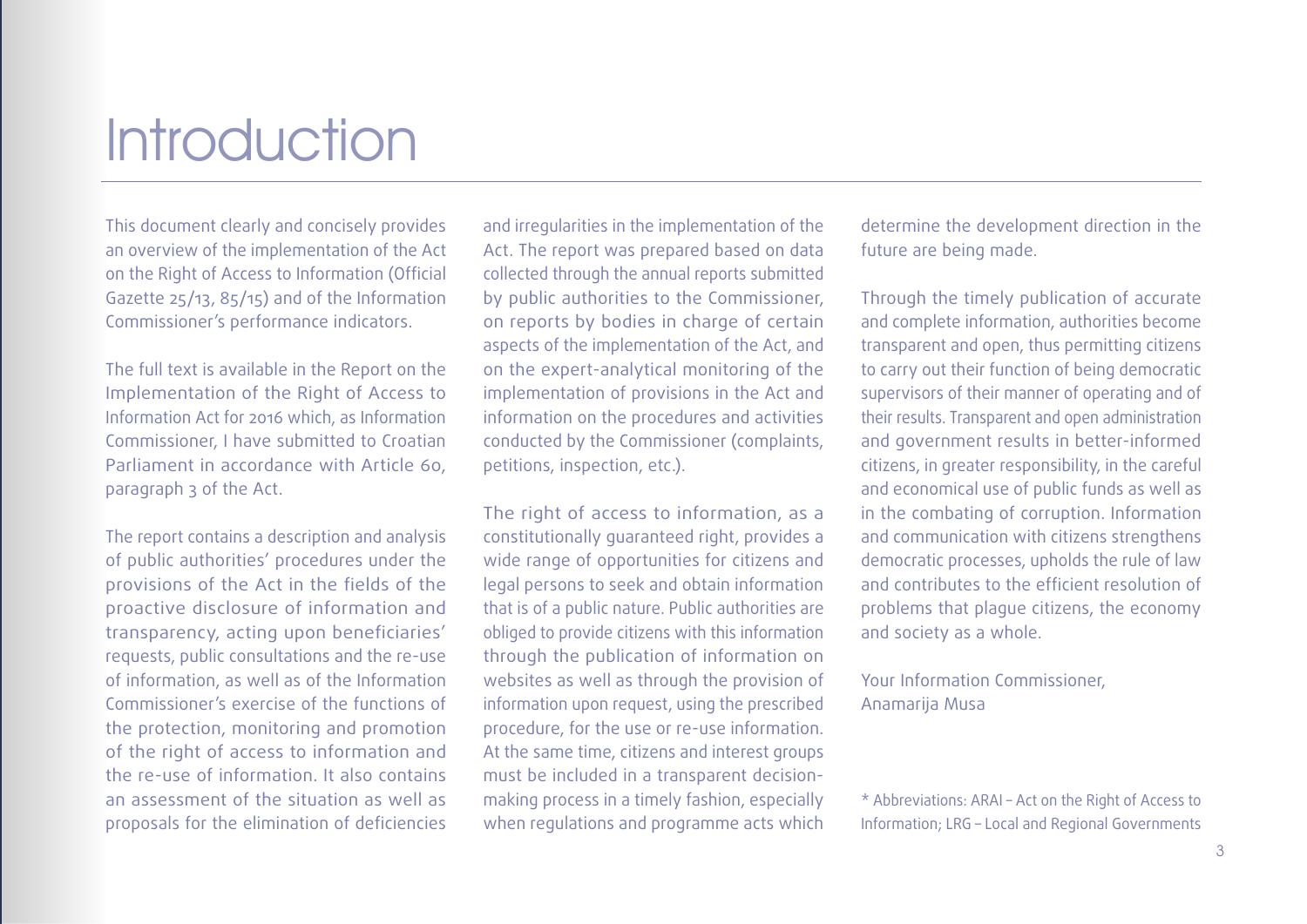# Introduction

This document clearly and concisely provides an overview of the implementation of the Act on the Right of Access to Information (Official Gazette 25/13, 85/15) and of the Information Commissioner's performance indicators.

The full text is available in the Report on the Implementation of the Right of Access to Information Act for 2016 which, as Information Commissioner, I have submitted to Croatian Parliament in accordance with Article 60, paragraph 3 of the Act.

The report contains a description and analysis of public authorities' procedures under the provisions of the Act in the fields of the proactive disclosure of information and transparency, acting upon beneficiaries' requests, public consultations and the re-use of information, as well as of the Information Commissioner's exercise of the functions of the protection, monitoring and promotion of the right of access to information and the re-use of information. It also contains an assessment of the situation as well as proposals for the elimination of deficiencies and irregularities in the implementation of the Act. The report was prepared based on data collected through the annual reports submitted by public authorities to the Commissioner, on reports by bodies in charge of certain aspects of the implementation of the Act, and on the expert-analytical monitoring of the implementation of provisions in the Act and information on the procedures and activities conducted by the Commissioner (complaints, petitions, inspection, etc.).

The right of access to information, as a constitutionally guaranteed right, provides a wide range of opportunities for citizens and legal persons to seek and obtain information that is of a public nature. Public authorities are obliged to provide citizens with this information through the publication of information on websites as well as through the provision of information upon request, using the prescribed procedure, for the use or re-use information. At the same time, citizens and interest groups must be included in a transparent decision-making process in a timely fashion, especially when regulations and programme acts which determine the development direction in the future are being made.

Through the timely publication of accurate and complete information, authorities become transparent and open, thus permitting citizens to carry out their function of being democratic supervisors of their manner of operating and of their results. Transparent and open administration and government results in better-informed citizens, in greater responsibility, in the careful and economical use of public funds as well as in the combating of corruption. Information and communication with citizens strengthens democratic processes, upholds the rule of law and contributes to the efficient resolution of problems that plague citizens, the economy and society as a whole.

Your Information Commissioner,
Anamarija Musa

* Abbreviations: ARAI – Act on the Right of Access to Information; LRG – Local and Regional Governments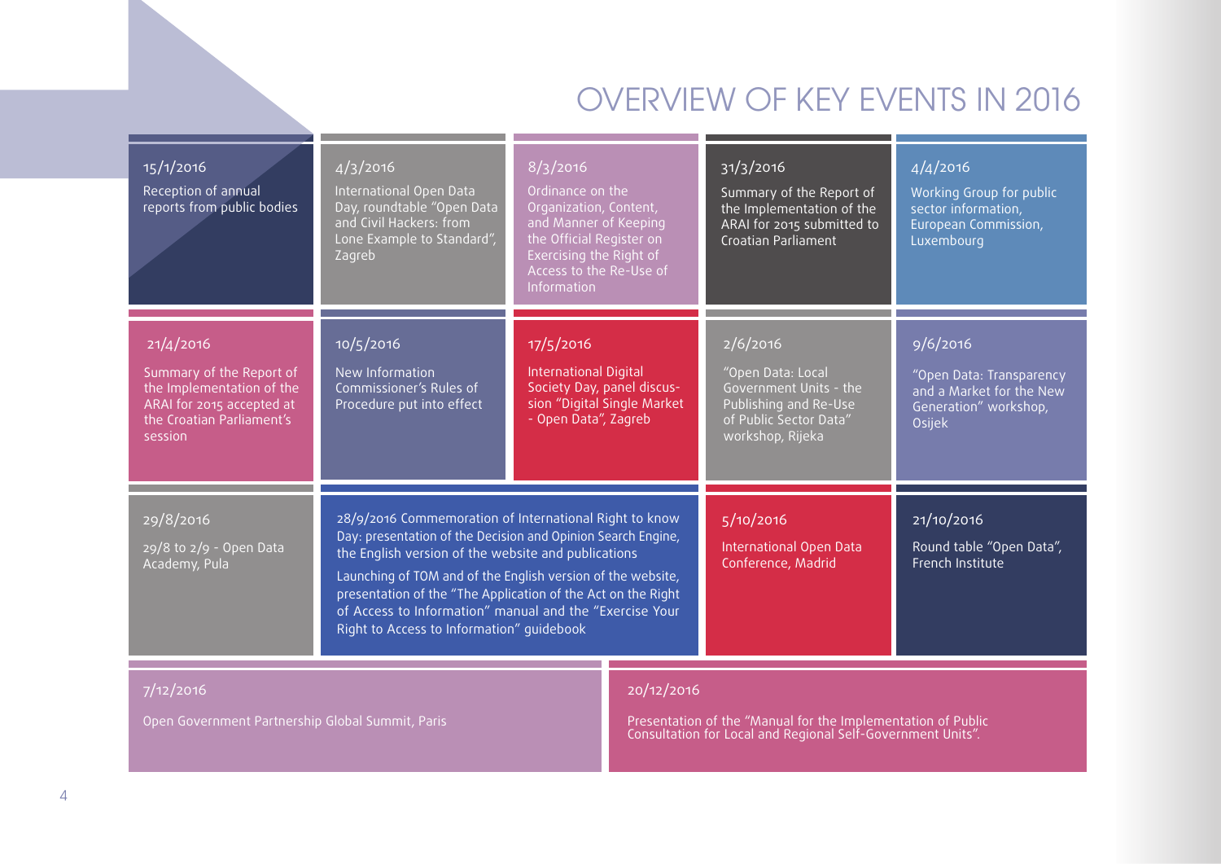# OVERVIEW OF KEY EVENTS IN 2016

**15/1/2016**
Reception of annual reports from public bodies

**4/3/2016**
International Open Data Day, roundtable "Open Data and Civil Hackers: from Lone Example to Standard", Zagreb

**8/3/2016**
Ordinance on the Organization, Content, and Manner of Keeping the Official Register on Exercising the Right of Access to the Re-Use of Information

**31/3/2016**
Summary of the Report of the Implementation of the ARAI for 2015 submitted to Croatian Parliament

**4/4/2016**
Working Group for public sector information, European Commission, Luxembourg

**21/4/2016**
Summary of the Report of the Implementation of the ARAI for 2015 accepted at the Croatian Parliament's session

**10/5/2016**
New Information Commissioner's Rules of Procedure put into effect

**17/5/2016**
International Digital Society Day, panel discussion "Digital Single Market - Open Data", Zagreb

**2/6/2016**
"Open Data: Local Government Units - the Publishing and Re-Use of Public Sector Data" workshop, Rijeka

**9/6/2016**
"Open Data: Transparency and a Market for the New Generation" workshop, Osijek

**29/8/2016**
29/8 to 2/9 - Open Data Academy, Pula

**28/9/2016** Commemoration of International Right to know Day: presentation of the Decision and Opinion Search Engine, the English version of the website and publications

Launching of TOM and of the English version of the website, presentation of the "The Application of the Act on the Right of Access to Information" manual and the "Exercise Your Right to Access to Information" guidebook

**5/10/2016**
International Open Data Conference, Madrid

**21/10/2016**
Round table "Open Data", French Institute

**7/12/2016**
Open Government Partnership Global Summit, Paris

**20/12/2016**
Presentation of the "Manual for the Implementation of Public Consultation for Local and Regional Self-Government Units".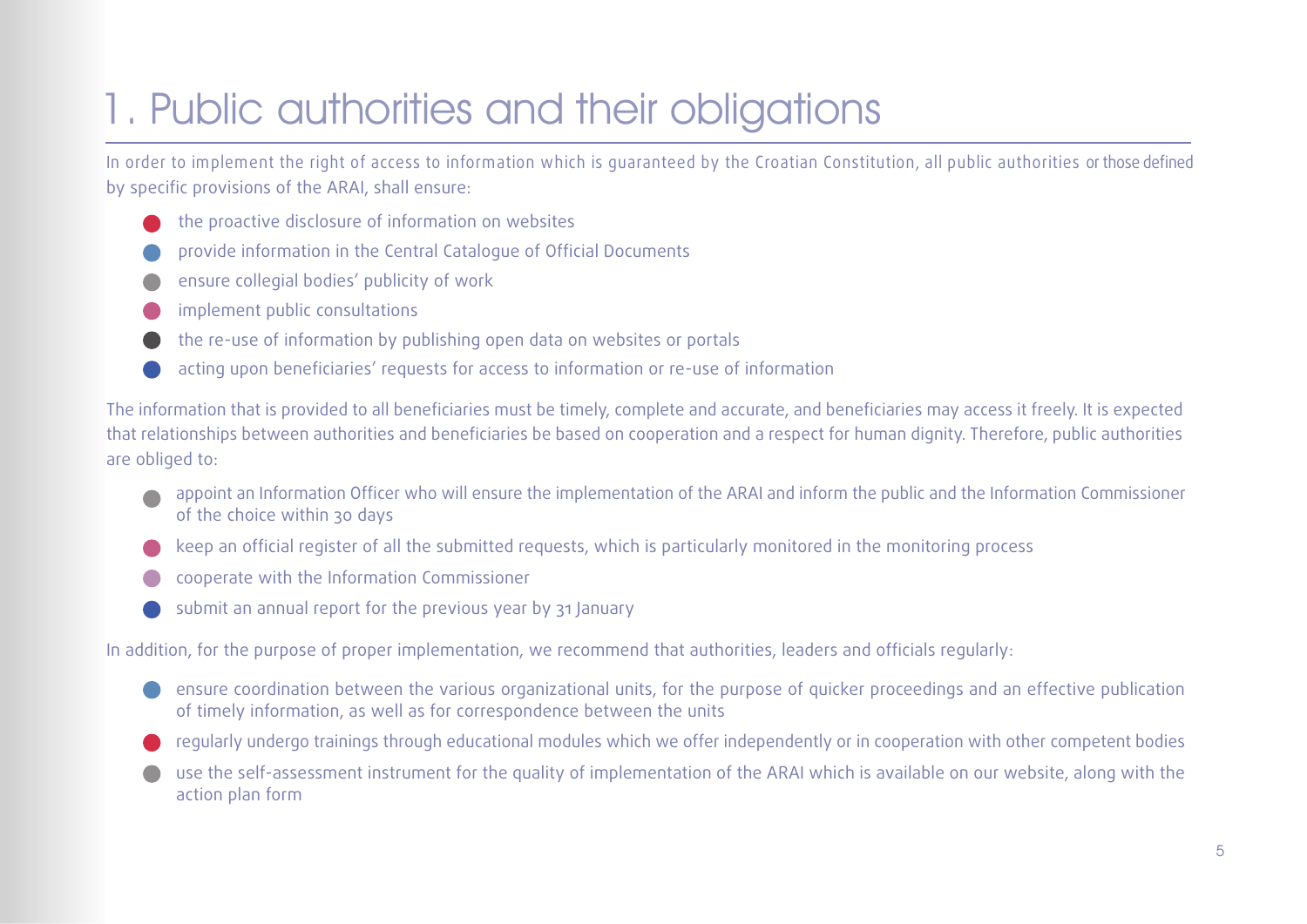# 1. Public authorities and their obligations

In order to implement the right of access to information which is guaranteed by the Croatian Constitution, all public authorities or those defined by specific provisions of the ARAI, shall ensure:

- the proactive disclosure of information on websites
- provide information in the Central Catalogue of Official Documents
- ensure collegial bodies' publicity of work
- implement public consultations
- the re-use of information by publishing open data on websites or portals
- acting upon beneficiaries' requests for access to information or re-use of information

The information that is provided to all beneficiaries must be timely, complete and accurate, and beneficiaries may access it freely. It is expected that relationships between authorities and beneficiaries be based on cooperation and a respect for human dignity. Therefore, public authorities are obliged to:

- appoint an Information Officer who will ensure the implementation of the ARAI and inform the public and the Information Commissioner of the choice within 30 days
- keep an official register of all the submitted requests, which is particularly monitored in the monitoring process
- cooperate with the Information Commissioner
- submit an annual report for the previous year by 31 January

In addition, for the purpose of proper implementation, we recommend that authorities, leaders and officials regularly:

- ensure coordination between the various organizational units, for the purpose of quicker proceedings and an effective publication of timely information, as well as for correspondence between the units
- regularly undergo trainings through educational modules which we offer independently or in cooperation with other competent bodies
- use the self-assessment instrument for the quality of implementation of the ARAI which is available on our website, along with the action plan form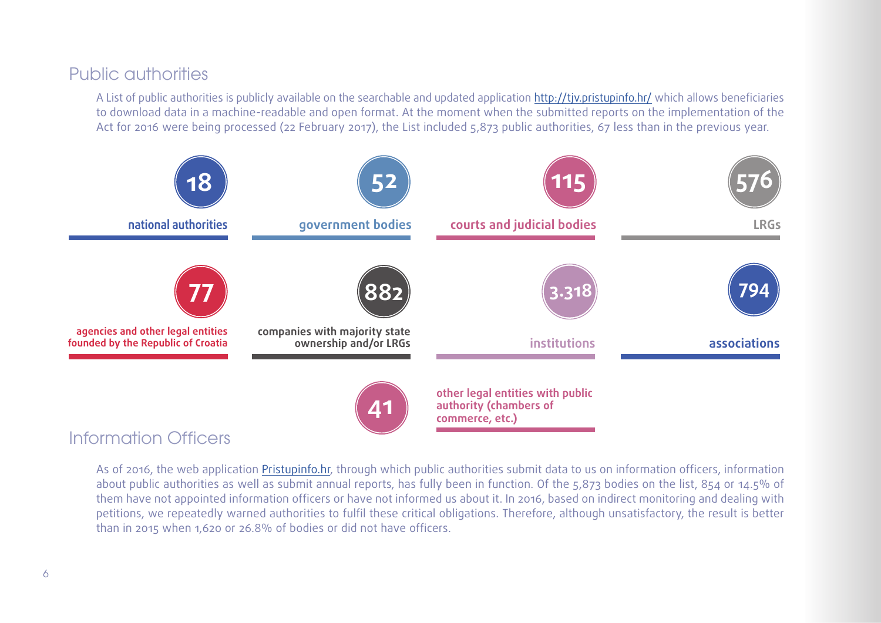## Public authorities

A List of public authorities is publicly available on the searchable and updated application http://tjv.pristupinfo.hr/ which allows beneficiaries to download data in a machine-readable and open format. At the moment when the submitted reports on the implementation of the Act for 2016 were being processed (22 February 2017), the List included 5,873 public authorities, 67 less than in the previous year.

| Number | Category |
|---|---|
| 18 | national authorities |
| 52 | government bodies |
| 115 | courts and judicial bodies |
| 576 | LRGs |
| 77 | agencies and other legal entities founded by the Republic of Croatia |
| 882 | companies with majority state ownership and/or LRGs |
| 3.318 | institutions |
| 794 | associations |
| 41 | other legal entities with public authority (chambers of commerce, etc.) |

## Information Officers

As of 2016, the web application Pristupinfo.hr, through which public authorities submit data to us on information officers, information about public authorities as well as submit annual reports, has fully been in function. Of the 5,873 bodies on the list, 854 or 14.5% of them have not appointed information officers or have not informed us about it. In 2016, based on indirect monitoring and dealing with petitions, we repeatedly warned authorities to fulfil these critical obligations. Therefore, although unsatisfactory, the result is better than in 2015 when 1,620 or 26.8% of bodies or did not have officers.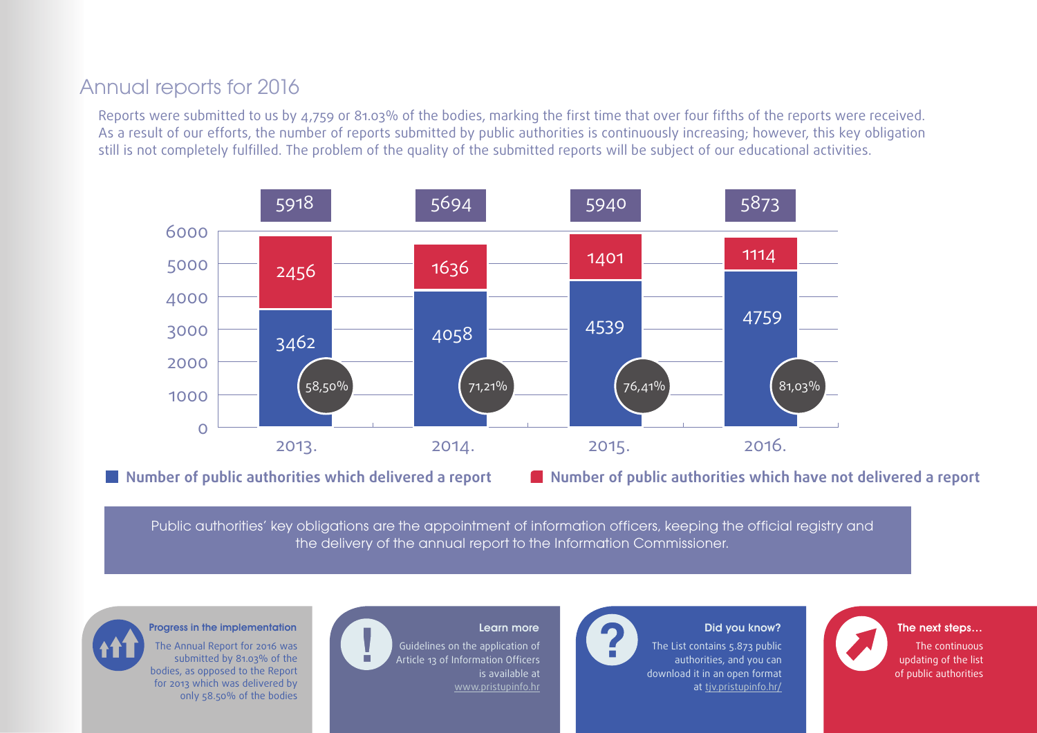## Annual reports for 2016

Reports were submitted to us by 4,759 or 81.03% of the bodies, marking the first time that over four fifths of the reports were received. As a result of our efforts, the number of reports submitted by public authorities is continuously increasing; however, this key obligation still is not completely fulfilled. The problem of the quality of the submitted reports will be subject of our educational activities.

| Year | Total | Number of public authorities which delivered a report | Number of public authorities which have not delivered a report | Share delivered |
|---|---|---|---|---|
| 2013. | 5918 | 3462 | 2456 | 58,50% |
| 2014. | 5694 | 4058 | 1636 | 71,21% |
| 2015. | 5940 | 4539 | 1401 | 76,41% |
| 2016. | 5873 | 4759 | 1114 | 81,03% |

Public authorities' key obligations are the appointment of information officers, keeping the official registry and the delivery of the annual report to the Information Commissioner.

**Progress in the implementation**

The Annual Report for 2016 was submitted by 81.03% of the bodies, as opposed to the Report for 2013 which was delivered by only 58.50% of the bodies

**Learn more**

Guidelines on the application of Article 13 of Information Officers is available at www.pristupinfo.hr

**Did you know?**

The List contains 5.873 public authorities, and you can download it in an open format at tjv.pristupinfo.hr/

**The next steps...**

The continuous updating of the list of public authorities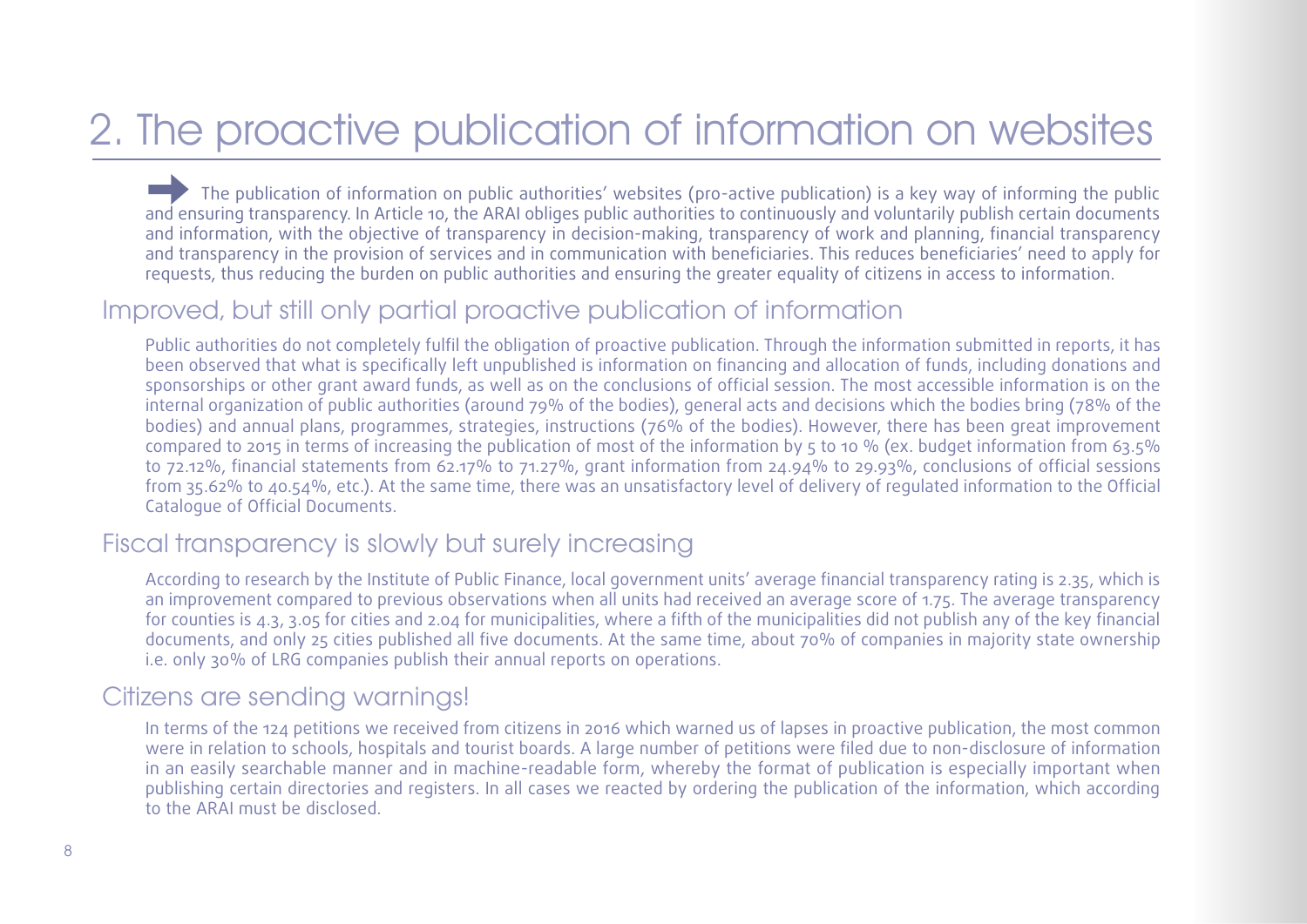# 2. The proactive publication of information on websites

The publication of information on public authorities' websites (pro-active publication) is a key way of informing the public and ensuring transparency. In Article 10, the ARAI obliges public authorities to continuously and voluntarily publish certain documents and information, with the objective of transparency in decision-making, transparency of work and planning, financial transparency and transparency in the provision of services and in communication with beneficiaries. This reduces beneficiaries' need to apply for requests, thus reducing the burden on public authorities and ensuring the greater equality of citizens in access to information.

## Improved, but still only partial proactive publication of information

Public authorities do not completely fulfil the obligation of proactive publication. Through the information submitted in reports, it has been observed that what is specifically left unpublished is information on financing and allocation of funds, including donations and sponsorships or other grant award funds, as well as on the conclusions of official session. The most accessible information is on the internal organization of public authorities (around 79% of the bodies), general acts and decisions which the bodies bring (78% of the bodies) and annual plans, programmes, strategies, instructions (76% of the bodies). However, there has been great improvement compared to 2015 in terms of increasing the publication of most of the information by 5 to 10 % (ex. budget information from 63.5% to 72.12%, financial statements from 62.17% to 71.27%, grant information from 24.94% to 29.93%, conclusions of official sessions from 35.62% to 40.54%, etc.). At the same time, there was an unsatisfactory level of delivery of regulated information to the Official Catalogue of Official Documents.

## Fiscal transparency is slowly but surely increasing

According to research by the Institute of Public Finance, local government units' average financial transparency rating is 2.35, which is an improvement compared to previous observations when all units had received an average score of 1.75. The average transparency for counties is 4.3, 3.05 for cities and 2.04 for municipalities, where a fifth of the municipalities did not publish any of the key financial documents, and only 25 cities published all five documents. At the same time, about 70% of companies in majority state ownership i.e. only 30% of LRG companies publish their annual reports on operations.

## Citizens are sending warnings!

In terms of the 124 petitions we received from citizens in 2016 which warned us of lapses in proactive publication, the most common were in relation to schools, hospitals and tourist boards. A large number of petitions were filed due to non-disclosure of information in an easily searchable manner and in machine-readable form, whereby the format of publication is especially important when publishing certain directories and registers. In all cases we reacted by ordering the publication of the information, which according to the ARAI must be disclosed.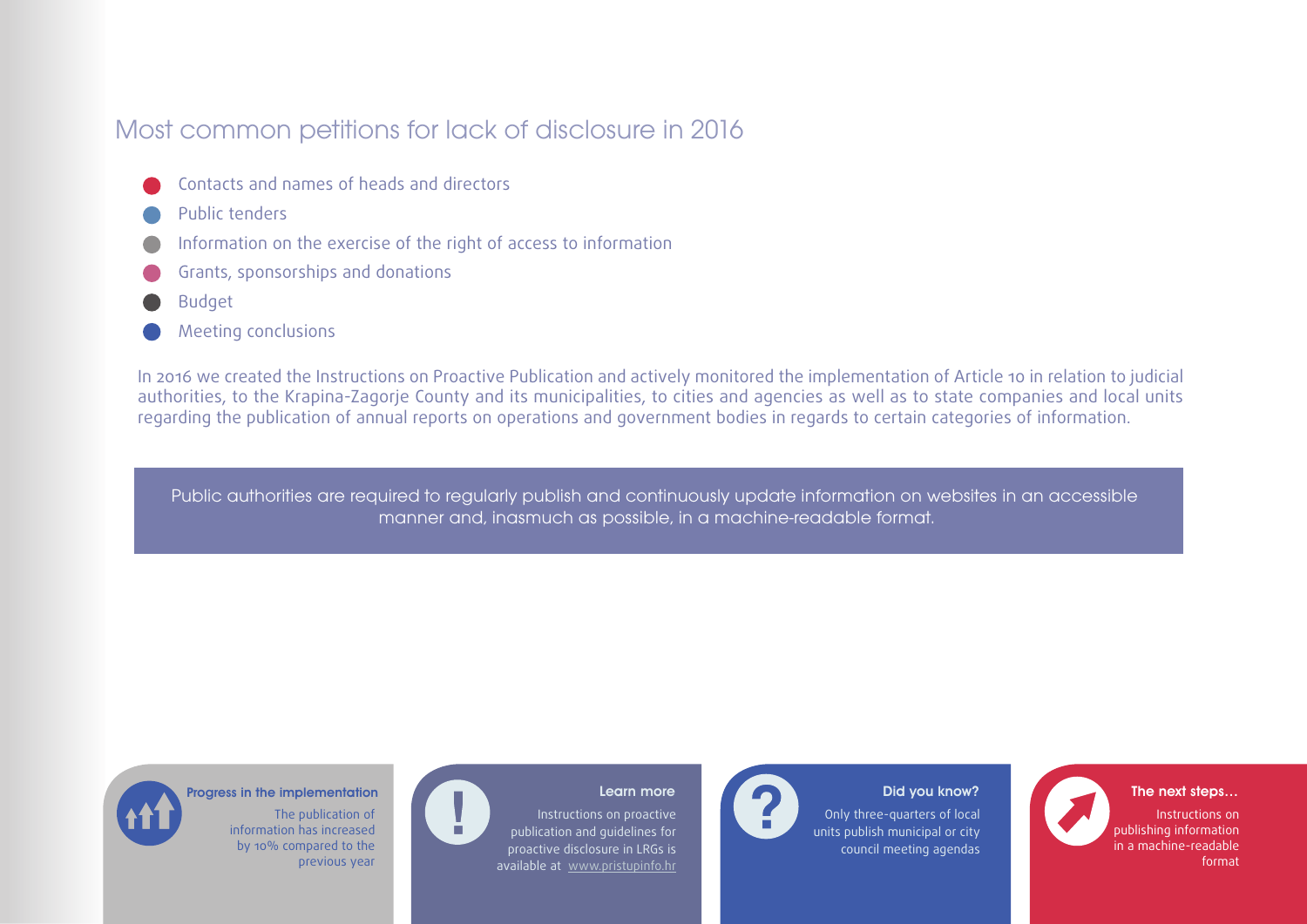## Most common petitions for lack of disclosure in 2016

- Contacts and names of heads and directors
- Public tenders
- Information on the exercise of the right of access to information
- Grants, sponsorships and donations
- Budget
- Meeting conclusions

In 2016 we created the Instructions on Proactive Publication and actively monitored the implementation of Article 10 in relation to judicial authorities, to the Krapina-Zagorje County and its municipalities, to cities and agencies as well as to state companies and local units regarding the publication of annual reports on operations and government bodies in regards to certain categories of information.

> Public authorities are required to regularly publish and continuously update information on websites in an accessible manner and, inasmuch as possible, in a machine-readable format.

**Progress in the implementation**

The publication of information has increased by 10% compared to the previous year

**Learn more**

Instructions on proactive publication and guidelines for proactive disclosure in LRGs is available at www.pristupinfo.hr

**Did you know?**

Only three-quarters of local units publish municipal or city council meeting agendas

**The next steps…**

Instructions on publishing information in a machine-readable format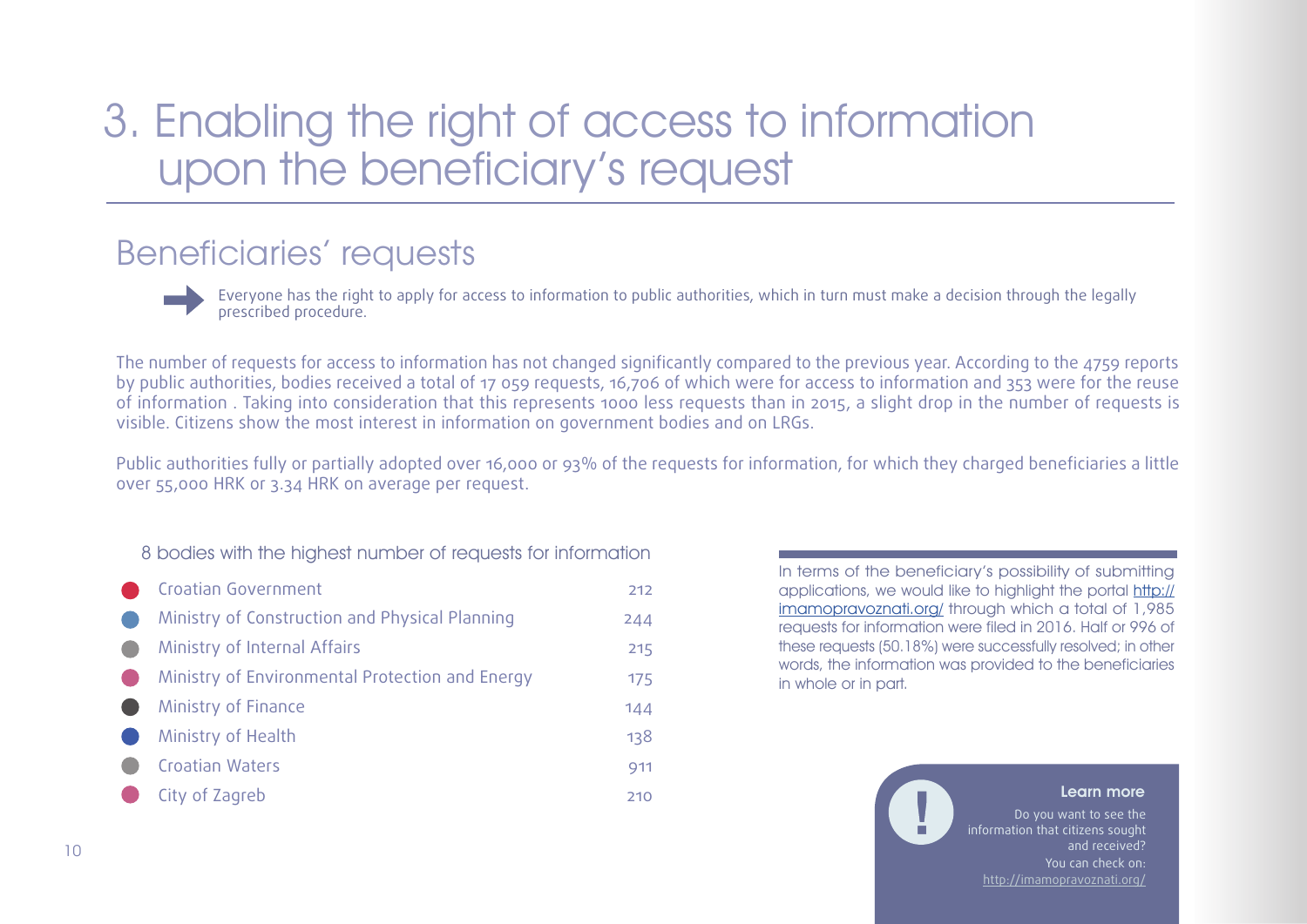# 3. Enabling the right of access to information upon the beneficiary's request

## Beneficiaries' requests

Everyone has the right to apply for access to information to public authorities, which in turn must make a decision through the legally prescribed procedure.

The number of requests for access to information has not changed significantly compared to the previous year. According to the 4759 reports by public authorities, bodies received a total of 17 059 requests, 16,706 of which were for access to information and 353 were for the reuse of information . Taking into consideration that this represents 1000 less requests than in 2015, a slight drop in the number of requests is visible. Citizens show the most interest in information on government bodies and on LRGs.

Public authorities fully or partially adopted over 16,000 or 93% of the requests for information, for which they charged beneficiaries a little over 55,000 HRK or 3.34 HRK on average per request.

8 bodies with the highest number of requests for information

| Body | Requests |
|---|---|
| Croatian Government | 212 |
| Ministry of Construction and Physical Planning | 244 |
| Ministry of Internal Affairs | 215 |
| Ministry of Environmental Protection and Energy | 175 |
| Ministry of Finance | 144 |
| Ministry of Health | 138 |
| Croatian Waters | 911 |
| City of Zagreb | 210 |

In terms of the beneficiary's possibility of submitting applications, we would like to highlight the portal http://imamopravoznati.org/ through which a total of 1,985 requests for information were filed in 2016. Half or 996 of these requests (50.18%) were successfully resolved; in other words, the information was provided to the beneficiaries in whole or in part.

**Learn more**

Do you want to see the information that citizens sought and received?
You can check on:
http://imamopravoznati.org/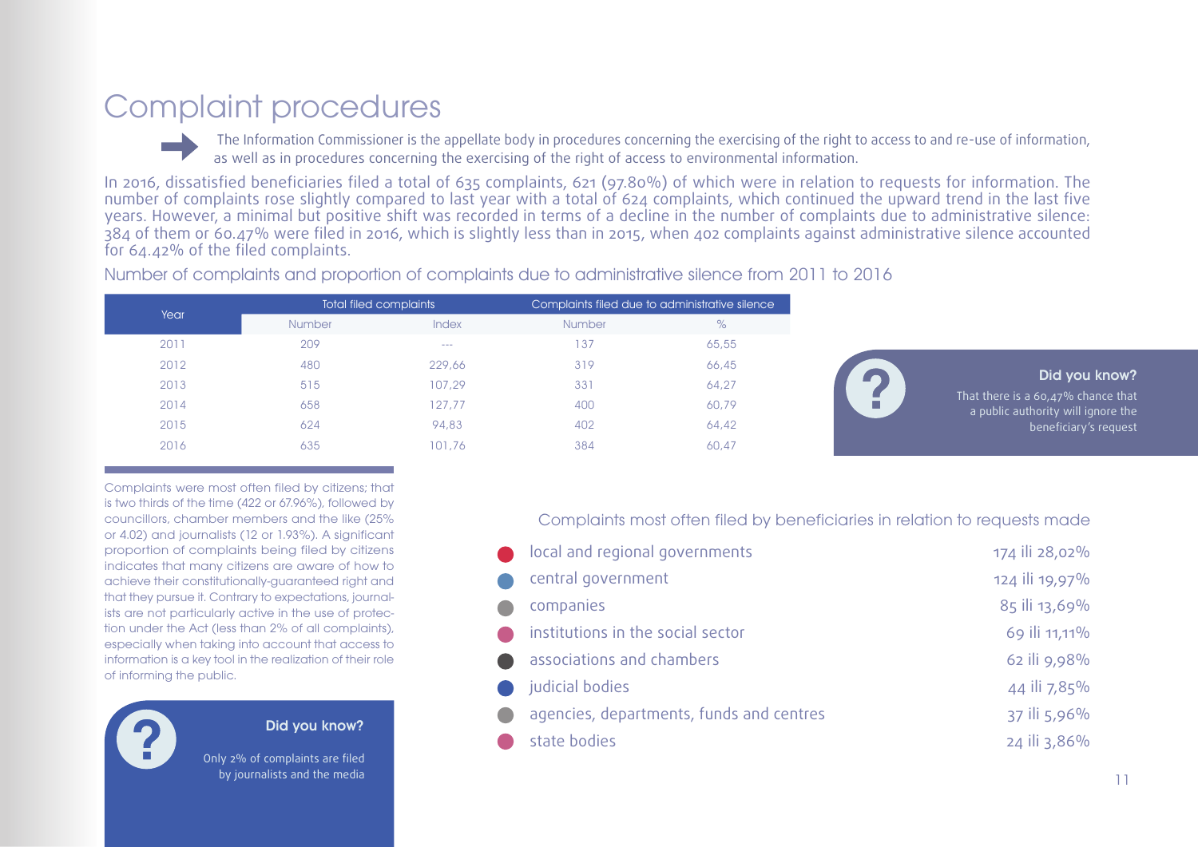# Complaint procedures

The Information Commissioner is the appellate body in procedures concerning the exercising of the right to access to and re-use of information, as well as in procedures concerning the exercising of the right of access to environmental information.

In 2016, dissatisfied beneficiaries filed a total of 635 complaints, 621 (97.80%) of which were in relation to requests for information. The number of complaints rose slightly compared to last year with a total of 624 complaints, which continued the upward trend in the last five years. However, a minimal but positive shift was recorded in terms of a decline in the number of complaints due to administrative silence: 384 of them or 60.47% were filed in 2016, which is slightly less than in 2015, when 402 complaints against administrative silence accounted for 64.42% of the filed complaints.

Number of complaints and proportion of complaints due to administrative silence from 2011 to 2016

| Year | Total filed complaints | | Complaints filed due to administrative silence | |
|---|---|---|---|---|
| | Number | Index | Number | % |
| 2011 | 209 | --- | 137 | 65,55 |
| 2012 | 480 | 229,66 | 319 | 66,45 |
| 2013 | 515 | 107,29 | 331 | 64,27 |
| 2014 | 658 | 127,77 | 400 | 60,79 |
| 2015 | 624 | 94,83 | 402 | 64,42 |
| 2016 | 635 | 101,76 | 384 | 60,47 |

**Did you know?**

That there is a 60,47% chance that a public authority will ignore the beneficiary's request

Complaints were most often filed by citizens; that is two thirds of the time (422 or 67.96%), followed by councillors, chamber members and the like (25% or 4.02) and journalists (12 or 1.93%). A significant proportion of complaints being filed by citizens indicates that many citizens are aware of how to achieve their constitutionally-guaranteed right and that they pursue it. Contrary to expectations, journalists are not particularly active in the use of protection under the Act (less than 2% of all complaints), especially when taking into account that access to information is a key tool in the realization of their role of informing the public.

**Did you know?**

Only 2% of complaints are filed by journalists and the media

Complaints most often filed by beneficiaries in relation to requests made

| | |
|---|---|
| local and regional governments | 174 ili 28,02% |
| central government | 124 ili 19,97% |
| companies | 85 ili 13,69% |
| institutions in the social sector | 69 ili 11,11% |
| associations and chambers | 62 ili 9,98% |
| judicial bodies | 44 ili 7,85% |
| agencies, departments, funds and centres | 37 ili 5,96% |
| state bodies | 24 ili 3,86% |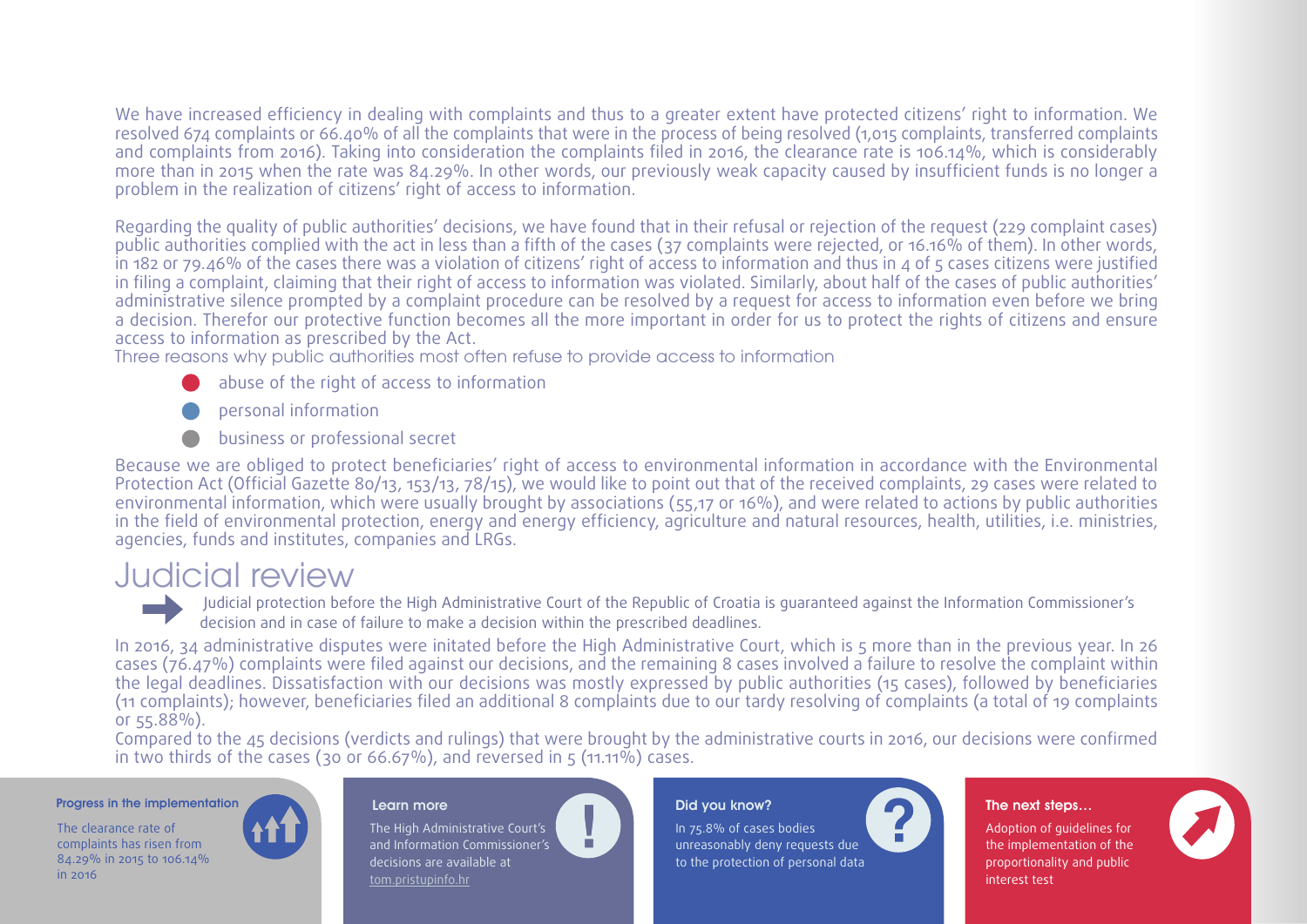We have increased efficiency in dealing with complaints and thus to a greater extent have protected citizens' right to information. We resolved 674 complaints or 66.40% of all the complaints that were in the process of being resolved (1,015 complaints, transferred complaints and complaints from 2016). Taking into consideration the complaints filed in 2016, the clearance rate is 106.14%, which is considerably more than in 2015 when the rate was 84.29%. In other words, our previously weak capacity caused by insufficient funds is no longer a problem in the realization of citizens' right of access to information.

Regarding the quality of public authorities' decisions, we have found that in their refusal or rejection of the request (229 complaint cases) public authorities complied with the act in less than a fifth of the cases (37 complaints were rejected, or 16.16% of them). In other words, in 182 or 79.46% of the cases there was a violation of citizens' right of access to information and thus in 4 of 5 cases citizens were justified in filing a complaint, claiming that their right of access to information was violated. Similarly, about half of the cases of public authorities' administrative silence prompted by a complaint procedure can be resolved by a request for access to information even before we bring a decision. Therefor our protective function becomes all the more important in order for us to protect the rights of citizens and ensure access to information as prescribed by the Act.

Three reasons why public authorities most often refuse to provide access to information

- abuse of the right of access to information
- personal information
- business or professional secret

Because we are obliged to protect beneficiaries' right of access to environmental information in accordance with the Environmental Protection Act (Official Gazette 80/13, 153/13, 78/15), we would like to point out that of the received complaints, 29 cases were related to environmental information, which were usually brought by associations (55,17 or 16%), and were related to actions by public authorities in the field of environmental protection, energy and energy efficiency, agriculture and natural resources, health, utilities, i.e. ministries, agencies, funds and institutes, companies and LRGs.

# Judicial review

Judicial protection before the High Administrative Court of the Republic of Croatia is guaranteed against the Information Commissioner's decision and in case of failure to make a decision within the prescribed deadlines.

In 2016, 34 administrative disputes were initated before the High Administrative Court, which is 5 more than in the previous year. In 26 cases (76.47%) complaints were filed against our decisions, and the remaining 8 cases involved a failure to resolve the complaint within the legal deadlines. Dissatisfaction with our decisions was mostly expressed by public authorities (15 cases), followed by beneficiaries (11 complaints); however, beneficiaries filed an additional 8 complaints due to our tardy resolving of complaints (a total of 19 complaints or 55.88%).

Compared to the 45 decisions (verdicts and rulings) that were brought by the administrative courts in 2016, our decisions were confirmed in two thirds of the cases (30 or 66.67%), and reversed in 5 (11.11%) cases.

**Progress in the implementation**

The clearance rate of complaints has risen from 84.29% in 2015 to 106.14% in 2016

**Learn more**

The High Administrative Court's and Information Commissioner's decisions are available at tom.pristupinfo.hr

**Did you know?**

In 75.8% of cases bodies unreasonably deny requests due to the protection of personal data

**The next steps...**

Adoption of guidelines for the implementation of the proportionality and public interest test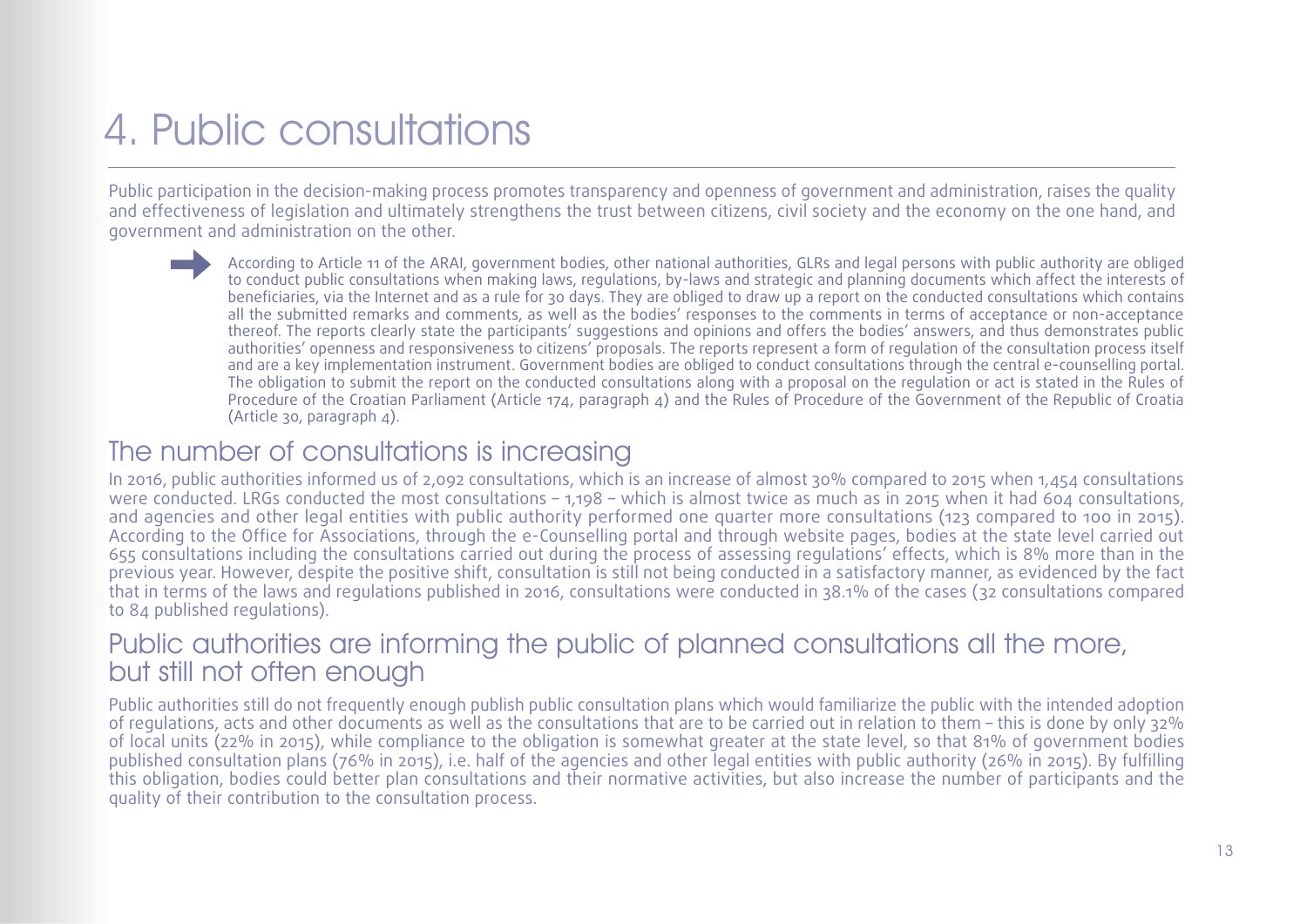# 4. Public consultations

Public participation in the decision-making process promotes transparency and openness of government and administration, raises the quality and effectiveness of legislation and ultimately strengthens the trust between citizens, civil society and the economy on the one hand, and government and administration on the other.

> According to Article 11 of the ARAI, government bodies, other national authorities, GLRs and legal persons with public authority are obliged to conduct public consultations when making laws, regulations, by-laws and strategic and planning documents which affect the interests of beneficiaries, via the Internet and as a rule for 30 days. They are obliged to draw up a report on the conducted consultations which contains all the submitted remarks and comments, as well as the bodies' responses to the comments in terms of acceptance or non-acceptance thereof. The reports clearly state the participants' suggestions and opinions and offers the bodies' answers, and thus demonstrates public authorities' openness and responsiveness to citizens' proposals. The reports represent a form of regulation of the consultation process itself and are a key implementation instrument. Government bodies are obliged to conduct consultations through the central e-counselling portal. The obligation to submit the report on the conducted consultations along with a proposal on the regulation or act is stated in the Rules of Procedure of the Croatian Parliament (Article 174, paragraph 4) and the Rules of Procedure of the Government of the Republic of Croatia (Article 30, paragraph 4).

## The number of consultations is increasing

In 2016, public authorities informed us of 2,092 consultations, which is an increase of almost 30% compared to 2015 when 1,454 consultations were conducted. LRGs conducted the most consultations – 1,198 – which is almost twice as much as in 2015 when it had 604 consultations, and agencies and other legal entities with public authority performed one quarter more consultations (123 compared to 100 in 2015). According to the Office for Associations, through the e-Counselling portal and through website pages, bodies at the state level carried out 655 consultations including the consultations carried out during the process of assessing regulations' effects, which is 8% more than in the previous year. However, despite the positive shift, consultation is still not being conducted in a satisfactory manner, as evidenced by the fact that in terms of the laws and regulations published in 2016, consultations were conducted in 38.1% of the cases (32 consultations compared to 84 published regulations).

## Public authorities are informing the public of planned consultations all the more, but still not often enough

Public authorities still do not frequently enough publish public consultation plans which would familiarize the public with the intended adoption of regulations, acts and other documents as well as the consultations that are to be carried out in relation to them – this is done by only 32% of local units (22% in 2015), while compliance to the obligation is somewhat greater at the state level, so that 81% of government bodies published consultation plans (76% in 2015), i.e. half of the agencies and other legal entities with public authority (26% in 2015). By fulfilling this obligation, bodies could better plan consultations and their normative activities, but also increase the number of participants and the quality of their contribution to the consultation process.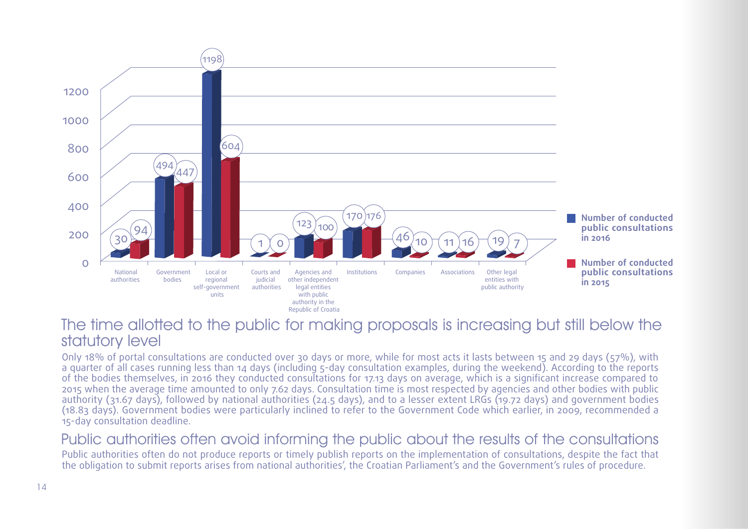| | Number of conducted public consultations in 2016 | Number of conducted public consultations in 2015 |
|---|---|---|
| National authorities | 30 | 94 |
| Government bodies | 494 | 447 |
| Local or regional self-government units | 1198 | 604 |
| Courts and judicial authorities | 1 | 0 |
| Agencies and other independent legal entities with public authority in the Republic of Croatia | 123 | 100 |
| Institutions | 170 | 176 |
| Companies | 46 | 10 |
| Associations | 11 | 16 |
| Other legal entities with public authority | 19 | 7 |

## The time allotted to the public for making proposals is increasing but still below the statutory level

Only 18% of portal consultations are conducted over 30 days or more, while for most acts it lasts between 15 and 29 days (57%), with a quarter of all cases running less than 14 days (including 5-day consultation examples, during the weekend). According to the reports of the bodies themselves, in 2016 they conducted consultations for 17.13 days on average, which is a significant increase compared to 2015 when the average time amounted to only 7.62 days. Consultation time is most respected by agencies and other bodies with public authority (31.67 days), followed by national authorities (24.5 days), and to a lesser extent LRGs (19.72 days) and government bodies (18.83 days). Government bodies were particularly inclined to refer to the Government Code which earlier, in 2009, recommended a 15-day consultation deadline.

## Public authorities often avoid informing the public about the results of the consultations

Public authorities often do not produce reports or timely publish reports on the implementation of consultations, despite the fact that the obligation to submit reports arises from national authorities', the Croatian Parliament's and the Government's rules of procedure.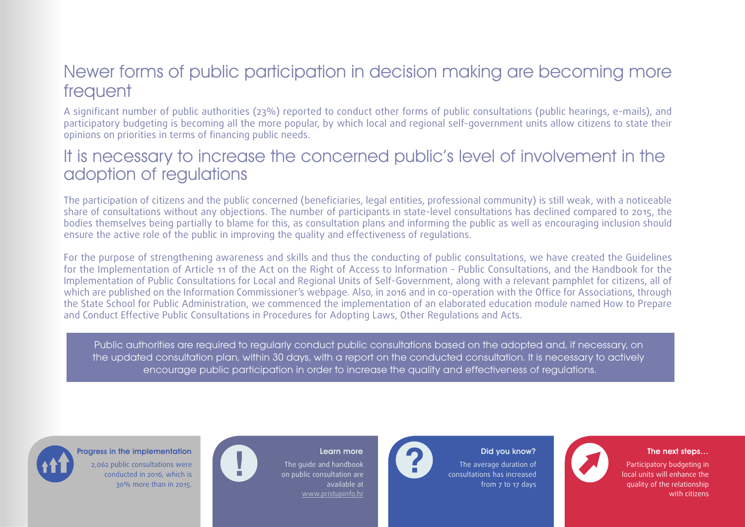## Newer forms of public participation in decision making are becoming more frequent

A significant number of public authorities (23%) reported to conduct other forms of public consultations (public hearings, e-mails), and participatory budgeting is becoming all the more popular, by which local and regional self-government units allow citizens to state their opinions on priorities in terms of financing public needs.

## It is necessary to increase the concerned public's level of involvement in the adoption of regulations

The participation of citizens and the public concerned (beneficiaries, legal entities, professional community) is still weak, with a noticeable share of consultations without any objections. The number of participants in state-level consultations has declined compared to 2015, the bodies themselves being partially to blame for this, as consultation plans and informing the public as well as encouraging inclusion should ensure the active role of the public in improving the quality and effectiveness of regulations.

For the purpose of strengthening awareness and skills and thus the conducting of public consultations, we have created the Guidelines for the Implementation of Article 11 of the Act on the Right of Access to Information - Public Consultations, and the Handbook for the Implementation of Public Consultations for Local and Regional Units of Self-Government, along with a relevant pamphlet for citizens, all of which are published on the Information Commissioner's webpage. Also, in 2016 and in co-operation with the Office for Associations, through the State School for Public Administration, we commenced the implementation of an elaborated education module named How to Prepare and Conduct Effective Public Consultations in Procedures for Adopting Laws, Other Regulations and Acts.

> Public authorities are required to regularly conduct public consultations based on the adopted and, if necessary, on the updated consultation plan, within 30 days, with a report on the conducted consultation. It is necessary to actively encourage public participation in order to increase the quality and effectiveness of regulations.

**Progress in the implementation**

2,062 public consultations were conducted in 2016, which is 30% more than in 2015.

**Learn more**

The guide and handbook on public consultation are available at www.pristupinfo.hr

**Did you know?**

The average duration of consultations has increased from 7 to 17 days

**The next steps…**

Participatory budgeting in local units will enhance the quality of the relationship with citizens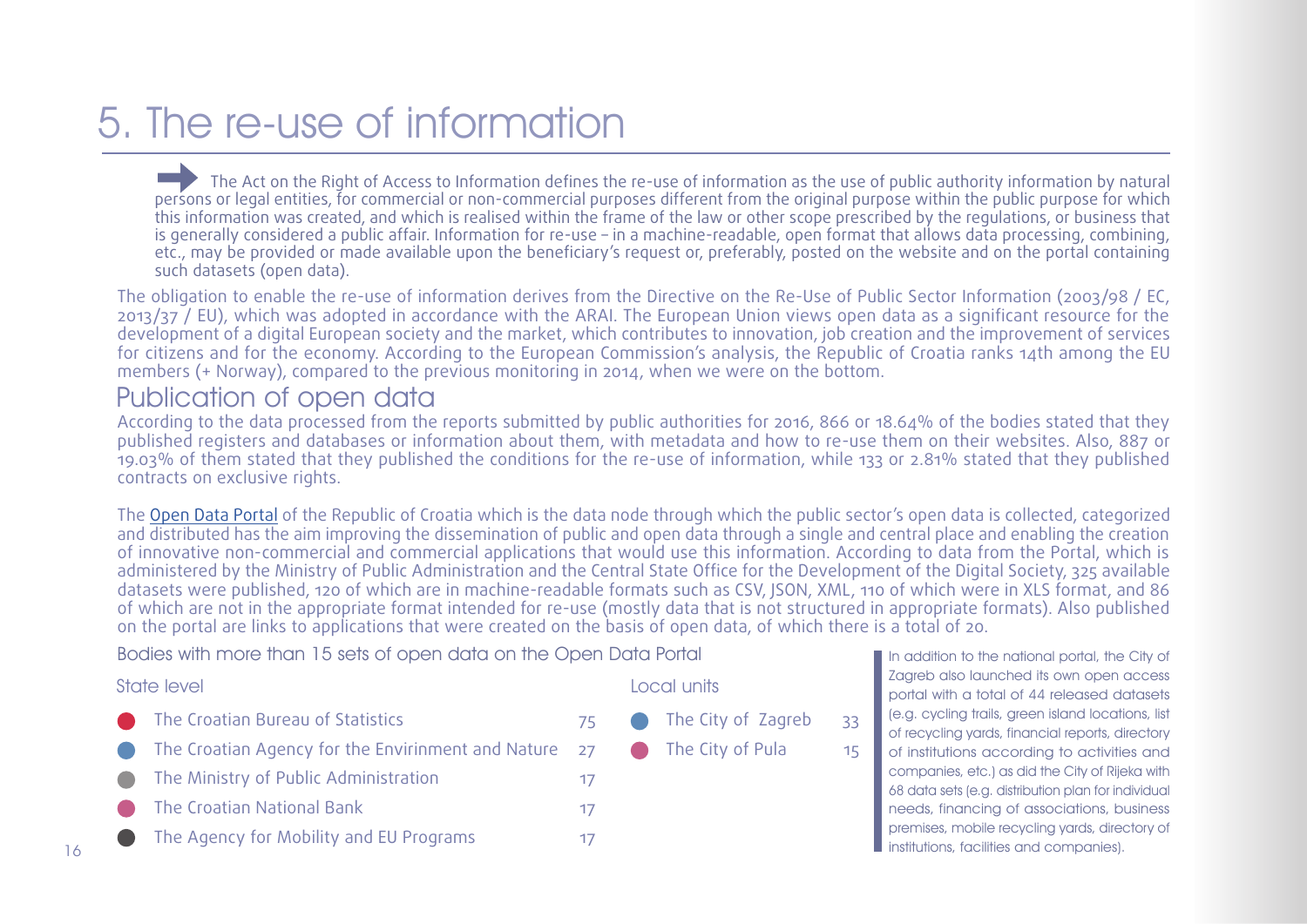# 5. The re-use of information

The Act on the Right of Access to Information defines the re-use of information as the use of public authority information by natural persons or legal entities, for commercial or non-commercial purposes different from the original purpose within the public purpose for which this information was created, and which is realised within the frame of the law or other scope prescribed by the regulations, or business that is generally considered a public affair. Information for re-use – in a machine-readable, open format that allows data processing, combining, etc., may be provided or made available upon the beneficiary's request or, preferably, posted on the website and on the portal containing such datasets (open data).

The obligation to enable the re-use of information derives from the Directive on the Re-Use of Public Sector Information (2003/98 / EC, 2013/37 / EU), which was adopted in accordance with the ARAI. The European Union views open data as a significant resource for the development of a digital European society and the market, which contributes to innovation, job creation and the improvement of services for citizens and for the economy. According to the European Commission's analysis, the Republic of Croatia ranks 14th among the EU members (+ Norway), compared to the previous monitoring in 2014, when we were on the bottom.

## Publication of open data

According to the data processed from the reports submitted by public authorities for 2016, 866 or 18.64% of the bodies stated that they published registers and databases or information about them, with metadata and how to re-use them on their websites. Also, 887 or 19.03% of them stated that they published the conditions for the re-use of information, while 133 or 2.81% stated that they published contracts on exclusive rights.

The Open Data Portal of the Republic of Croatia which is the data node through which the public sector's open data is collected, categorized and distributed has the aim improving the dissemination of public and open data through a single and central place and enabling the creation of innovative non-commercial and commercial applications that would use this information. According to data from the Portal, which is administered by the Ministry of Public Administration and the Central State Office for the Development of the Digital Society, 325 available datasets were published, 120 of which are in machine-readable formats such as CSV, JSON, XML, 110 of which were in XLS format, and 86 of which are not in the appropriate format intended for re-use (mostly data that is not structured in appropriate formats). Also published on the portal are links to applications that were created on the basis of open data, of which there is a total of 20.

### Bodies with more than 15 sets of open data on the Open Data Portal

**State level**

| Body | Sets |
|---|---|
| The Croatian Bureau of Statistics | 75 |
| The Croatian Agency for the Envirinment and Nature | 27 |
| The Ministry of Public Administration | 17 |
| The Croatian National Bank | 17 |
| The Agency for Mobility and EU Programs | 17 |

**Local units**

| Body | Sets |
|---|---|
| The City of Zagreb | 33 |
| The City of Pula | 15 |

In addition to the national portal, the City of Zagreb also launched its own open access portal with a total of 44 released datasets (e.g. cycling trails, green island locations, list of recycling yards, financial reports, directory of institutions according to activities and companies, etc.) as did the City of Rijeka with 68 data sets (e.g. distribution plan for individual needs, financing of associations, business premises, mobile recycling yards, directory of institutions, facilities and companies).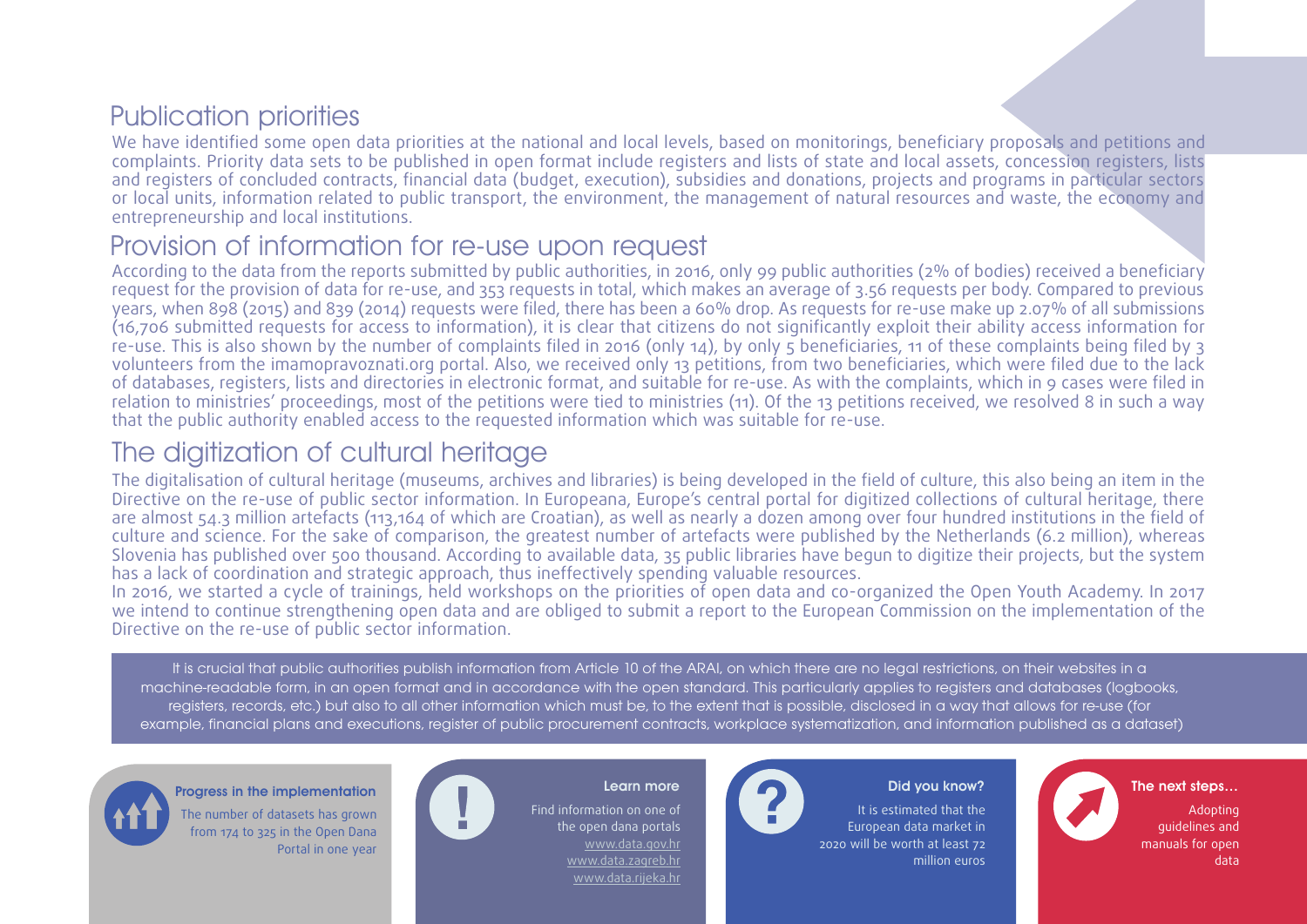## Publication priorities

We have identified some open data priorities at the national and local levels, based on monitorings, beneficiary proposals and petitions and complaints. Priority data sets to be published in open format include registers and lists of state and local assets, concession registers, lists and registers of concluded contracts, financial data (budget, execution), subsidies and donations, projects and programs in particular sectors or local units, information related to public transport, the environment, the management of natural resources and waste, the economy and entrepreneurship and local institutions.

## Provision of information for re-use upon request

According to the data from the reports submitted by public authorities, in 2016, only 99 public authorities (2% of bodies) received a beneficiary request for the provision of data for re-use, and 353 requests in total, which makes an average of 3.56 requests per body. Compared to previous years, when 898 (2015) and 839 (2014) requests were filed, there has been a 60% drop. As requests for re-use make up 2.07% of all submissions (16,706 submitted requests for access to information), it is clear that citizens do not significantly exploit their ability access information for re-use. This is also shown by the number of complaints filed in 2016 (only 14), by only 5 beneficiaries, 11 of these complaints being filed by 3 volunteers from the imamopravoznati.org portal. Also, we received only 13 petitions, from two beneficiaries, which were filed due to the lack of databases, registers, lists and directories in electronic format, and suitable for re-use. As with the complaints, which in 9 cases were filed in relation to ministries' proceedings, most of the petitions were tied to ministries (11). Of the 13 petitions received, we resolved 8 in such a way that the public authority enabled access to the requested information which was suitable for re-use.

## The digitization of cultural heritage

The digitalisation of cultural heritage (museums, archives and libraries) is being developed in the field of culture, this also being an item in the Directive on the re-use of public sector information. In Europeana, Europe's central portal for digitized collections of cultural heritage, there are almost 54.3 million artefacts (113,164 of which are Croatian), as well as nearly a dozen among over four hundred institutions in the field of culture and science. For the sake of comparison, the greatest number of artefacts were published by the Netherlands (6.2 million), whereas Slovenia has published over 500 thousand. According to available data, 35 public libraries have begun to digitize their projects, but the system has a lack of coordination and strategic approach, thus ineffectively spending valuable resources.

In 2016, we started a cycle of trainings, held workshops on the priorities of open data and co-organized the Open Youth Academy. In 2017 we intend to continue strengthening open data and are obliged to submit a report to the European Commission on the implementation of the Directive on the re-use of public sector information.

It is crucial that public authorities publish information from Article 10 of the ARAI, on which there are no legal restrictions, on their websites in a machine-readable form, in an open format and in accordance with the open standard. This particularly applies to registers and databases (logbooks, registers, records, etc.) but also to all other information which must be, to the extent that is possible, disclosed in a way that allows for re-use (for example, financial plans and executions, register of public procurement contracts, workplace systematization, and information published as a dataset)

**Progress in the implementation**

The number of datasets has grown from 174 to 325 in the Open Dana Portal in one year

**Learn more**

Find information on one of the open dana portals
www.data.gov.hr
www.data.zagreb.hr
www.data.rijeka.hr

**Did you know?**

It is estimated that the European data market in 2020 will be worth at least 72 million euros

**The next steps...**

Adopting guidelines and manuals for open data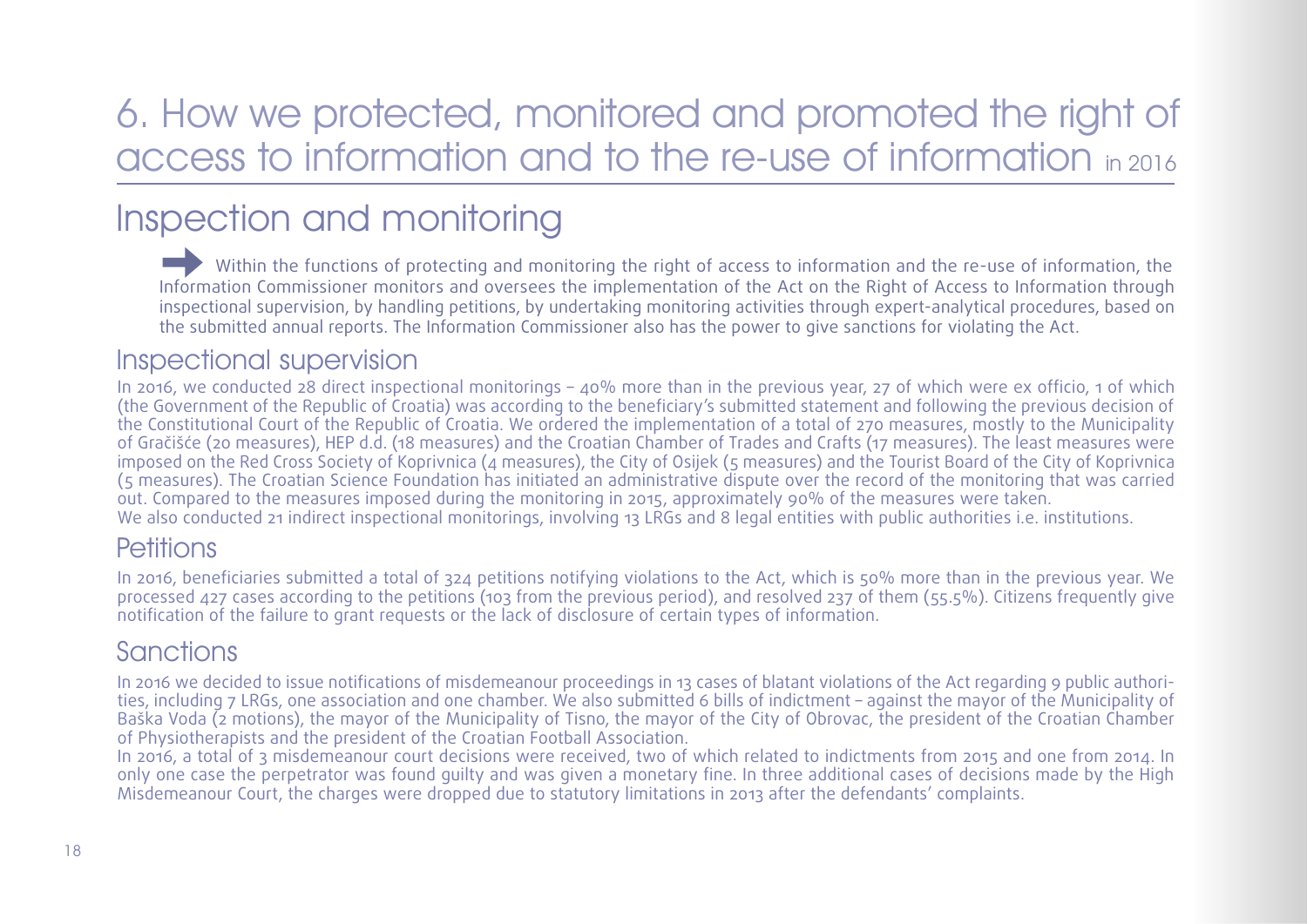# 6. How we protected, monitored and promoted the right of access to information and to the re-use of information in 2016

## Inspection and monitoring

Within the functions of protecting and monitoring the right of access to information and the re-use of information, the Information Commissioner monitors and oversees the implementation of the Act on the Right of Access to Information through inspectional supervision, by handling petitions, by undertaking monitoring activities through expert-analytical procedures, based on the submitted annual reports. The Information Commissioner also has the power to give sanctions for violating the Act.

### Inspectional supervision

In 2016, we conducted 28 direct inspectional monitorings – 40% more than in the previous year, 27 of which were ex officio, 1 of which (the Government of the Republic of Croatia) was according to the beneficiary's submitted statement and following the previous decision of the Constitutional Court of the Republic of Croatia. We ordered the implementation of a total of 270 measures, mostly to the Municipality of Gračišće (20 measures), HEP d.d. (18 measures) and the Croatian Chamber of Trades and Crafts (17 measures). The least measures were imposed on the Red Cross Society of Koprivnica (4 measures), the City of Osijek (5 measures) and the Tourist Board of the City of Koprivnica (5 measures). The Croatian Science Foundation has initiated an administrative dispute over the record of the monitoring that was carried out. Compared to the measures imposed during the monitoring in 2015, approximately 90% of the measures were taken.
We also conducted 21 indirect inspectional monitorings, involving 13 LRGs and 8 legal entities with public authorities i.e. institutions.

### Petitions

In 2016, beneficiaries submitted a total of 324 petitions notifying violations to the Act, which is 50% more than in the previous year. We processed 427 cases according to the petitions (103 from the previous period), and resolved 237 of them (55.5%). Citizens frequently give notification of the failure to grant requests or the lack of disclosure of certain types of information.

### Sanctions

In 2016 we decided to issue notifications of misdemeanour proceedings in 13 cases of blatant violations of the Act regarding 9 public authorities, including 7 LRGs, one association and one chamber. We also submitted 6 bills of indictment – against the mayor of the Municipality of Baška Voda (2 motions), the mayor of the Municipality of Tisno, the mayor of the City of Obrovac, the president of the Croatian Chamber of Physiotherapists and the president of the Croatian Football Association.
In 2016, a total of 3 misdemeanour court decisions were received, two of which related to indictments from 2015 and one from 2014. In only one case the perpetrator was found guilty and was given a monetary fine. In three additional cases of decisions made by the High Misdemeanour Court, the charges were dropped due to statutory limitations in 2013 after the defendants' complaints.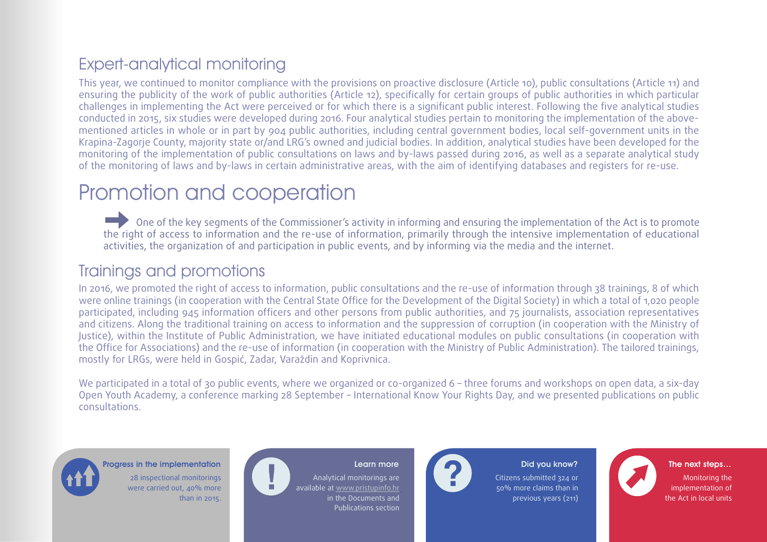## Expert-analytical monitoring

This year, we continued to monitor compliance with the provisions on proactive disclosure (Article 10), public consultations (Article 11) and ensuring the publicity of the work of public authorities (Article 12), specifically for certain groups of public authorities in which particular challenges in implementing the Act were perceived or for which there is a significant public interest. Following the five analytical studies conducted in 2015, six studies were developed during 2016. Four analytical studies pertain to monitoring the implementation of the above-mentioned articles in whole or in part by 904 public authorities, including central government bodies, local self-government units in the Krapina-Zagorje County, majority state or/and LRG's owned and judicial bodies. In addition, analytical studies have been developed for the monitoring of the implementation of public consultations on laws and by-laws passed during 2016, as well as a separate analytical study of the monitoring of laws and by-laws in certain administrative areas, with the aim of identifying databases and registers for re-use.

# Promotion and cooperation

One of the key segments of the Commissioner's activity in informing and ensuring the implementation of the Act is to promote the right of access to information and the re-use of information, primarily through the intensive implementation of educational activities, the organization of and participation in public events, and by informing via the media and the internet.

## Trainings and promotions

In 2016, we promoted the right of access to information, public consultations and the re-use of information through 38 trainings, 8 of which were online trainings (in cooperation with the Central State Office for the Development of the Digital Society) in which a total of 1,020 people participated, including 945 information officers and other persons from public authorities, and 75 journalists, association representatives and citizens. Along the traditional training on access to information and the suppression of corruption (in cooperation with the Ministry of Justice), within the Institute of Public Administration, we have initiated educational modules on public consultations (in cooperation with the Office for Associations) and the re-use of information (in cooperation with the Ministry of Public Administration). The tailored trainings, mostly for LRGs, were held in Gospić, Zadar, Varaždin and Koprivnica.

We participated in a total of 30 public events, where we organized or co-organized 6 – three forums and workshops on open data, a six-day Open Youth Academy, a conference marking 28 September – International Know Your Rights Day, and we presented publications on public consultations.

**Progress in the implementation**

28 inspectional monitorings were carried out, 40% more than in 2015.

**Learn more**

Analytical monitorings are available at www.pristupinfo.hr in the Documents and Publications section

**Did you know?**

Citizens submitted 324 or 50% more claims than in previous years (211)

**The next steps...**

Monitoring the implementation of the Act in local units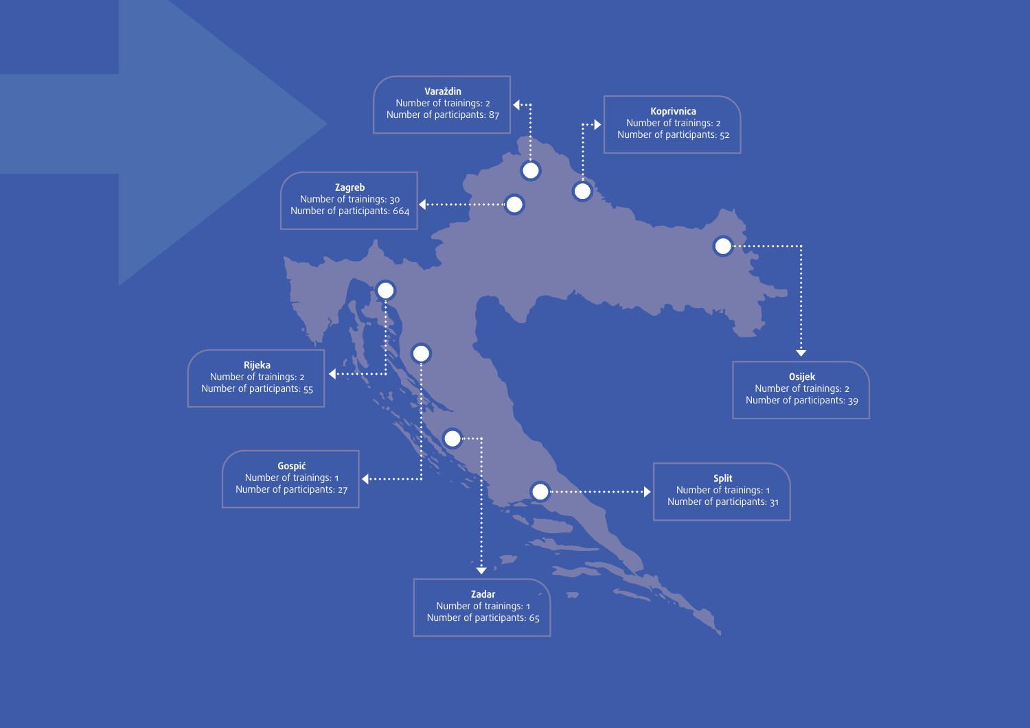**Varaždin**
Number of trainings: 2
Number of participants: 87

**Koprivnica**
Number of trainings: 2
Number of participants: 52

**Zagreb**
Number of trainings: 30
Number of participants: 664

**Osijek**
Number of trainings: 2
Number of participants: 39

**Rijeka**
Number of trainings: 2
Number of participants: 55

**Gospić**
Number of trainings: 1
Number of participants: 27

**Split**
Number of trainings: 1
Number of participants: 31

**Zadar**
Number of trainings: 1
Number of participants: 65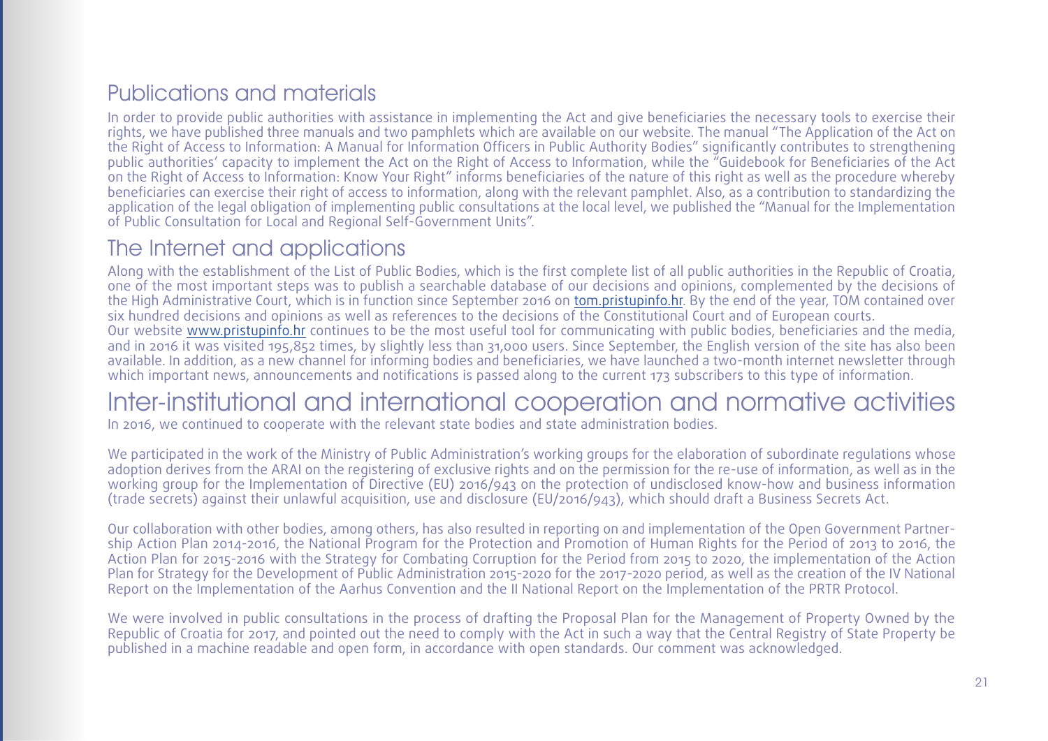## Publications and materials

In order to provide public authorities with assistance in implementing the Act and give beneficiaries the necessary tools to exercise their rights, we have published three manuals and two pamphlets which are available on our website. The manual "The Application of the Act on the Right of Access to Information: A Manual for Information Officers in Public Authority Bodies" significantly contributes to strengthening public authorities' capacity to implement the Act on the Right of Access to Information, while the "Guidebook for Beneficiaries of the Act on the Right of Access to Information: Know Your Right" informs beneficiaries of the nature of this right as well as the procedure whereby beneficiaries can exercise their right of access to information, along with the relevant pamphlet. Also, as a contribution to standardizing the application of the legal obligation of implementing public consultations at the local level, we published the "Manual for the Implementation of Public Consultation for Local and Regional Self-Government Units".

## The Internet and applications

Along with the establishment of the List of Public Bodies, which is the first complete list of all public authorities in the Republic of Croatia, one of the most important steps was to publish a searchable database of our decisions and opinions, complemented by the decisions of the High Administrative Court, which is in function since September 2016 on tom.pristupinfo.hr. By the end of the year, TOM contained over six hundred decisions and opinions as well as references to the decisions of the Constitutional Court and of European courts.
Our website www.pristupinfo.hr continues to be the most useful tool for communicating with public bodies, beneficiaries and the media, and in 2016 it was visited 195,852 times, by slightly less than 31,000 users. Since September, the English version of the site has also been available. In addition, as a new channel for informing bodies and beneficiaries, we have launched a two-month internet newsletter through which important news, announcements and notifications is passed along to the current 173 subscribers to this type of information.

## Inter-institutional and international cooperation and normative activities

In 2016, we continued to cooperate with the relevant state bodies and state administration bodies.

We participated in the work of the Ministry of Public Administration's working groups for the elaboration of subordinate regulations whose adoption derives from the ARAI on the registering of exclusive rights and on the permission for the re-use of information, as well as in the working group for the Implementation of Directive (EU) 2016/943 on the protection of undisclosed know-how and business information (trade secrets) against their unlawful acquisition, use and disclosure (EU/2016/943), which should draft a Business Secrets Act.

Our collaboration with other bodies, among others, has also resulted in reporting on and implementation of the Open Government Partnership Action Plan 2014-2016, the National Program for the Protection and Promotion of Human Rights for the Period of 2013 to 2016, the Action Plan for 2015-2016 with the Strategy for Combating Corruption for the Period from 2015 to 2020, the implementation of the Action Plan for Strategy for the Development of Public Administration 2015-2020 for the 2017-2020 period, as well as the creation of the IV National Report on the Implementation of the Aarhus Convention and the II National Report on the Implementation of the PRTR Protocol.

We were involved in public consultations in the process of drafting the Proposal Plan for the Management of Property Owned by the Republic of Croatia for 2017, and pointed out the need to comply with the Act in such a way that the Central Registry of State Property be published in a machine readable and open form, in accordance with open standards. Our comment was acknowledged.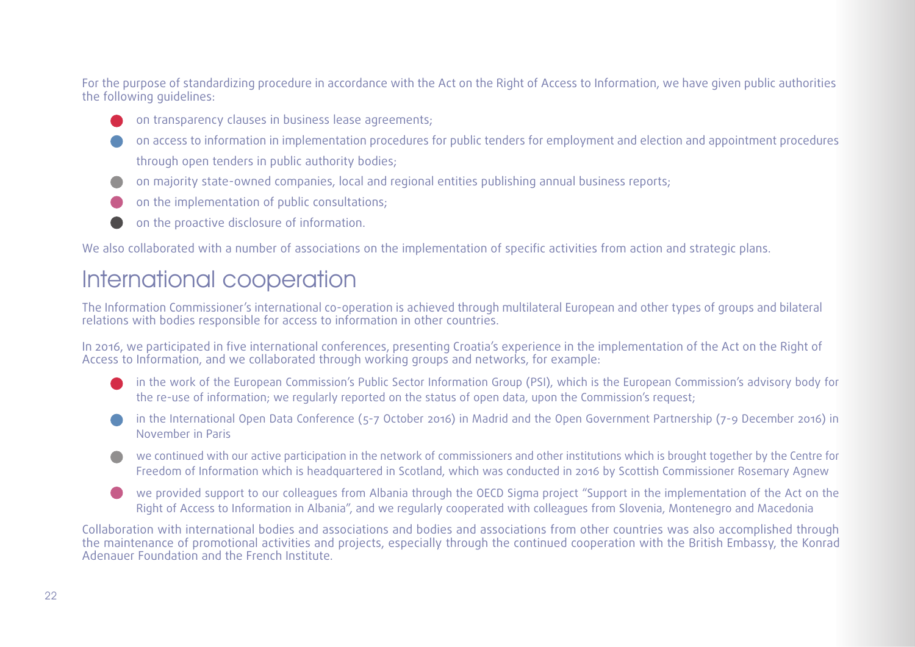For the purpose of standardizing procedure in accordance with the Act on the Right of Access to Information, we have given public authorities the following guidelines:

- on transparency clauses in business lease agreements;
- on access to information in implementation procedures for public tenders for employment and election and appointment procedures through open tenders in public authority bodies;
- on majority state-owned companies, local and regional entities publishing annual business reports;
- on the implementation of public consultations;
- on the proactive disclosure of information.

We also collaborated with a number of associations on the implementation of specific activities from action and strategic plans.

## International cooperation

The Information Commissioner's international co-operation is achieved through multilateral European and other types of groups and bilateral relations with bodies responsible for access to information in other countries.

In 2016, we participated in five international conferences, presenting Croatia's experience in the implementation of the Act on the Right of Access to Information, and we collaborated through working groups and networks, for example:

- in the work of the European Commission's Public Sector Information Group (PSI), which is the European Commission's advisory body for the re-use of information; we regularly reported on the status of open data, upon the Commission's request;
- in the International Open Data Conference (5-7 October 2016) in Madrid and the Open Government Partnership (7-9 December 2016) in November in Paris
- we continued with our active participation in the network of commissioners and other institutions which is brought together by the Centre for Freedom of Information which is headquartered in Scotland, which was conducted in 2016 by Scottish Commissioner Rosemary Agnew
- we provided support to our colleagues from Albania through the OECD Sigma project "Support in the implementation of the Act on the Right of Access to Information in Albania", and we regularly cooperated with colleagues from Slovenia, Montenegro and Macedonia

Collaboration with international bodies and associations and bodies and associations from other countries was also accomplished through the maintenance of promotional activities and projects, especially through the continued cooperation with the British Embassy, the Konrad Adenauer Foundation and the French Institute.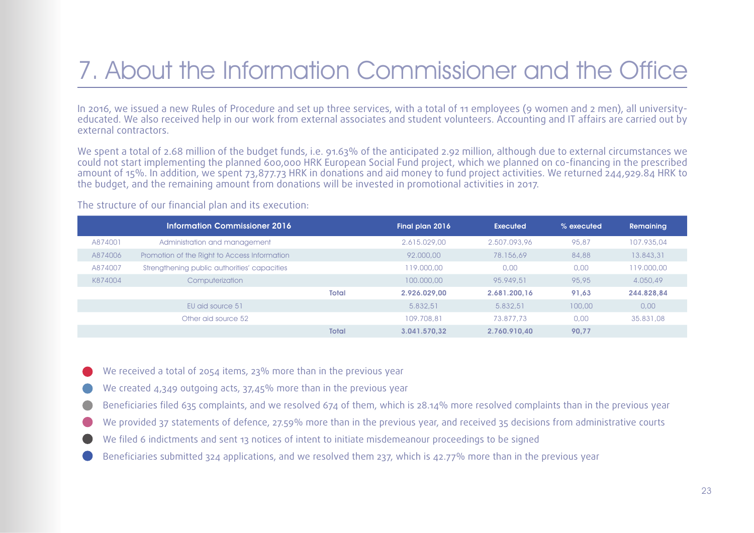# 7. About the Information Commissioner and the Office

In 2016, we issued a new Rules of Procedure and set up three services, with a total of 11 employees (9 women and 2 men), all university-educated. We also received help in our work from external associates and student volunteers. Accounting and IT affairs are carried out by external contractors.

We spent a total of 2.68 million of the budget funds, i.e. 91.63% of the anticipated 2.92 million, although due to external circumstances we could not start implementing the planned 600,000 HRK European Social Fund project, which we planned on co-financing in the prescribed amount of 15%. In addition, we spent 73,877.73 HRK in donations and aid money to fund project activities. We returned 244,929.84 HRK to the budget, and the remaining amount from donations will be invested in promotional activities in 2017.

The structure of our financial plan and its execution:

| | Information Commissioner 2016 | | Final plan 2016 | Executed | % executed | Remaining |
|---|---|---|---|---|---|---|
| A874001 | Administration and management | | 2.615.029,00 | 2.507.093,96 | 95,87 | 107.935,04 |
| A874006 | Promotion of the Right to Access Information | | 92.000,00 | 78.156,69 | 84,88 | 13.843,31 |
| A874007 | Strengthening public authorities' capacities | | 119.000,00 | 0,00 | 0,00 | 119.000,00 |
| K874004 | Computerization | | 100.000,00 | 95.949,51 | 95,95 | 4.050,49 |
| | | **Total** | **2.926.029,00** | **2.681.200,16** | **91,63** | **244.828,84** |
| | EU aid source 51 | | 5.832,51 | 5.832,51 | 100,00 | 0,00 |
| | Other aid source 52 | | 109.708,81 | 73.877,73 | 0,00 | 35.831,08 |
| | | **Total** | **3.041.570,32** | **2.760.910,40** | **90,77** | |

- We received a total of 2054 items, 23% more than in the previous year
- We created 4,349 outgoing acts, 37,45% more than in the previous year
- Beneficiaries filed 635 complaints, and we resolved 674 of them, which is 28.14% more resolved complaints than in the previous year
- We provided 37 statements of defence, 27.59% more than in the previous year, and received 35 decisions from administrative courts
- We filed 6 indictments and sent 13 notices of intent to initiate misdemeanour proceedings to be signed
- Beneficiaries submitted 324 applications, and we resolved them 237, which is 42.77% more than in the previous year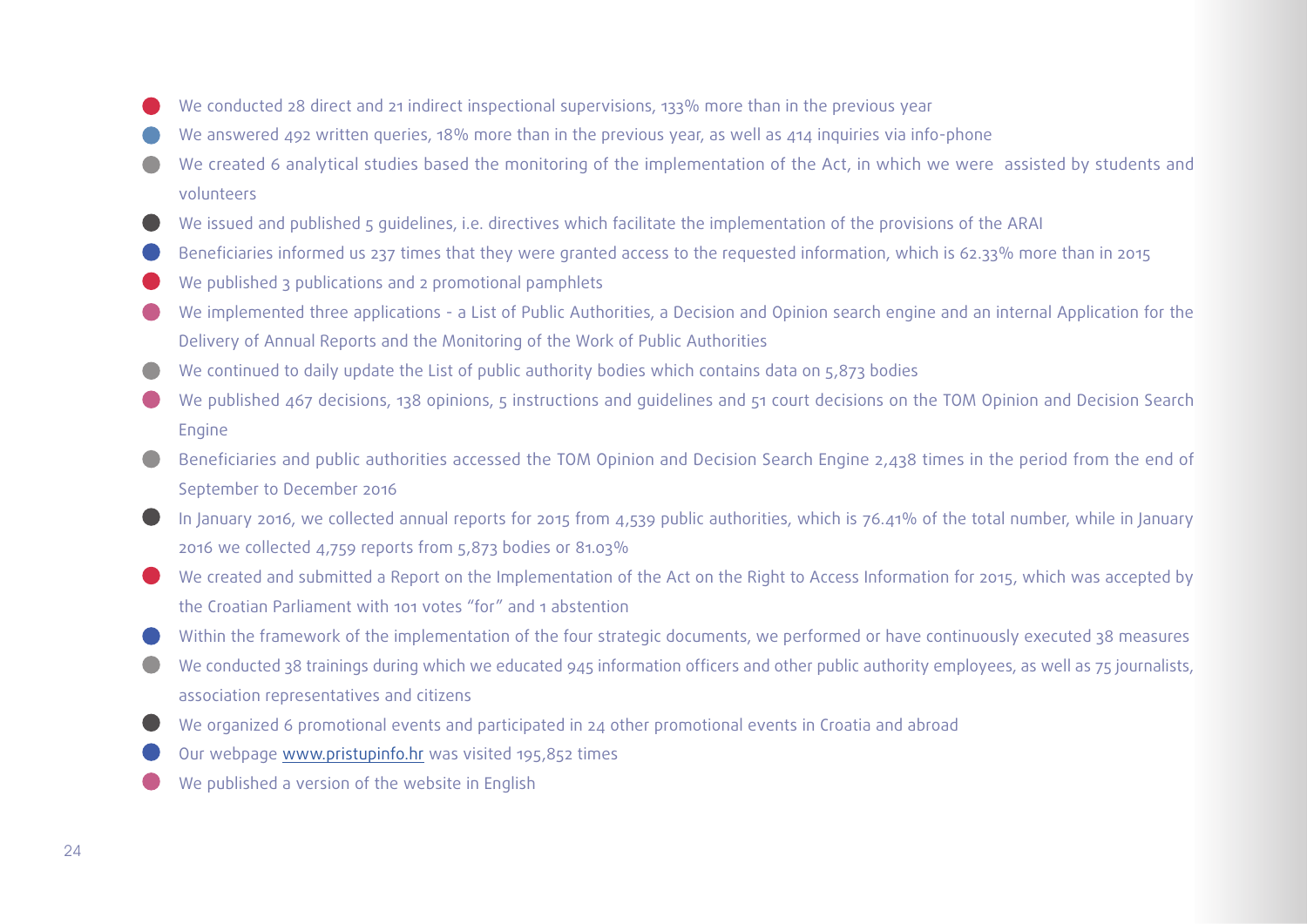- We conducted 28 direct and 21 indirect inspectional supervisions, 133% more than in the previous year
- We answered 492 written queries, 18% more than in the previous year, as well as 414 inquiries via info-phone
- We created 6 analytical studies based the monitoring of the implementation of the Act, in which we were assisted by students and volunteers
- We issued and published 5 guidelines, i.e. directives which facilitate the implementation of the provisions of the ARAI
- Beneficiaries informed us 237 times that they were granted access to the requested information, which is 62.33% more than in 2015
- We published 3 publications and 2 promotional pamphlets
- We implemented three applications - a List of Public Authorities, a Decision and Opinion search engine and an internal Application for the Delivery of Annual Reports and the Monitoring of the Work of Public Authorities
- We continued to daily update the List of public authority bodies which contains data on 5,873 bodies
- We published 467 decisions, 138 opinions, 5 instructions and guidelines and 51 court decisions on the TOM Opinion and Decision Search Engine
- Beneficiaries and public authorities accessed the TOM Opinion and Decision Search Engine 2,438 times in the period from the end of September to December 2016
- In January 2016, we collected annual reports for 2015 from 4,539 public authorities, which is 76.41% of the total number, while in January 2016 we collected 4,759 reports from 5,873 bodies or 81.03%
- We created and submitted a Report on the Implementation of the Act on the Right to Access Information for 2015, which was accepted by the Croatian Parliament with 101 votes "for" and 1 abstention
- Within the framework of the implementation of the four strategic documents, we performed or have continuously executed 38 measures
- We conducted 38 trainings during which we educated 945 information officers and other public authority employees, as well as 75 journalists, association representatives and citizens
- We organized 6 promotional events and participated in 24 other promotional events in Croatia and abroad
- Our webpage www.pristupinfo.hr was visited 195,852 times
- We published a version of the website in English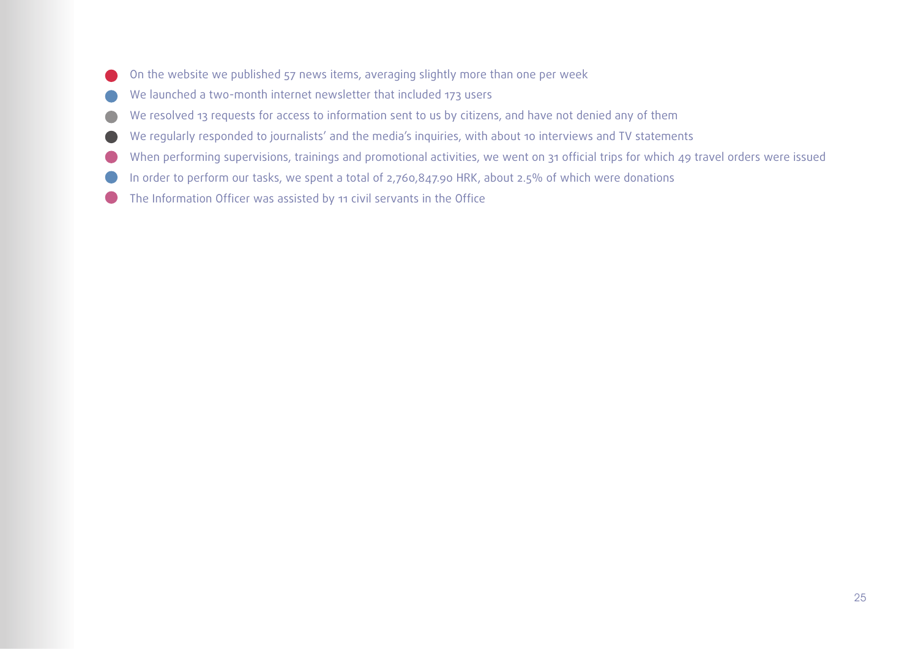- On the website we published 57 news items, averaging slightly more than one per week
- We launched a two-month internet newsletter that included 173 users
- We resolved 13 requests for access to information sent to us by citizens, and have not denied any of them
- We regularly responded to journalists' and the media's inquiries, with about 10 interviews and TV statements
- When performing supervisions, trainings and promotional activities, we went on 31 official trips for which 49 travel orders were issued
- In order to perform our tasks, we spent a total of 2,760,847.90 HRK, about 2.5% of which were donations
- The Information Officer was assisted by 11 civil servants in the Office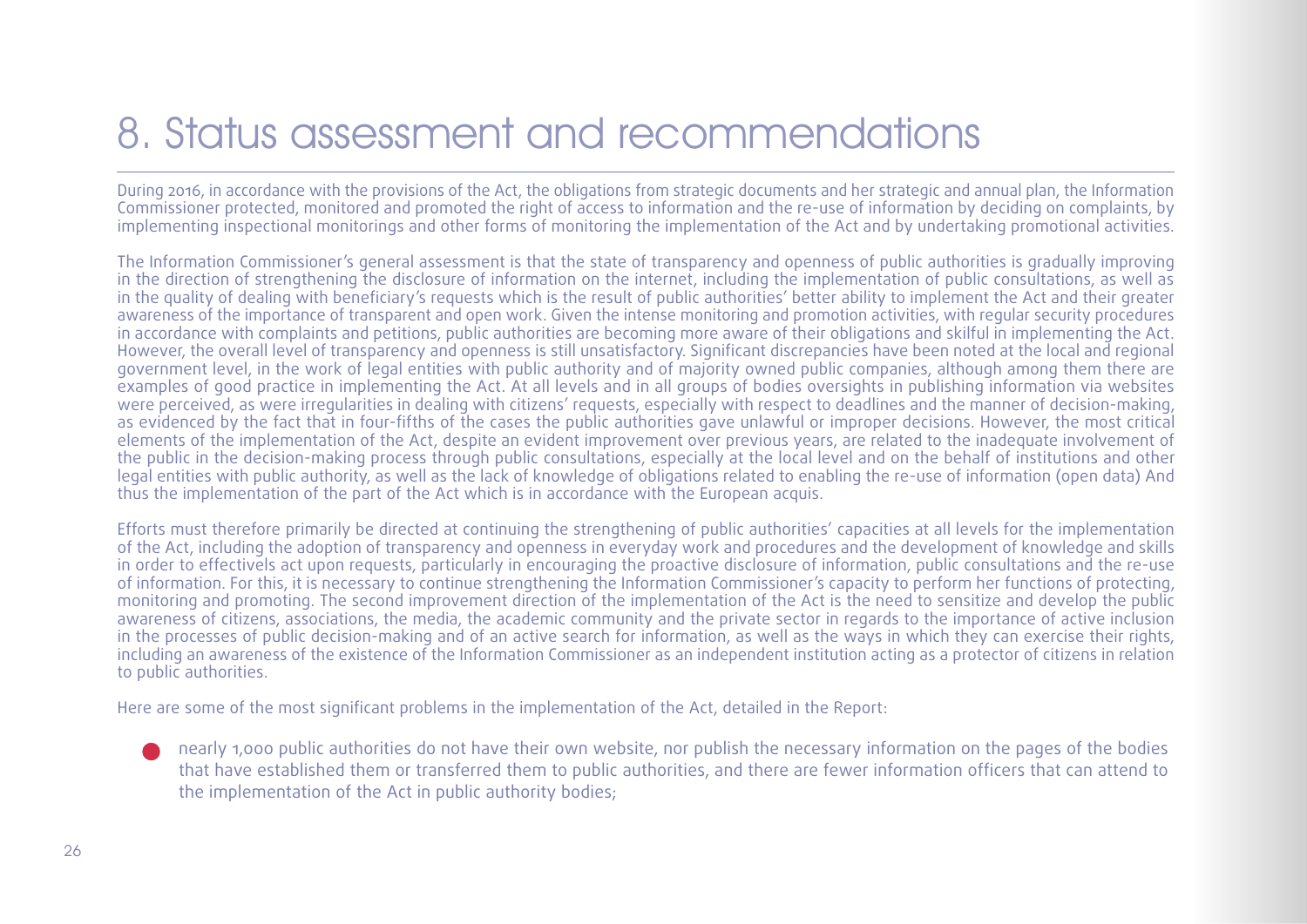# 8. Status assessment and recommendations

During 2016, in accordance with the provisions of the Act, the obligations from strategic documents and her strategic and annual plan, the Information Commissioner protected, monitored and promoted the right of access to information and the re-use of information by deciding on complaints, by implementing inspectional monitorings and other forms of monitoring the implementation of the Act and by undertaking promotional activities.

The Information Commissioner's general assessment is that the state of transparency and openness of public authorities is gradually improving in the direction of strengthening the disclosure of information on the internet, including the implementation of public consultations, as well as in the quality of dealing with beneficiary's requests which is the result of public authorities' better ability to implement the Act and their greater awareness of the importance of transparent and open work. Given the intense monitoring and promotion activities, with regular security procedures in accordance with complaints and petitions, public authorities are becoming more aware of their obligations and skilful in implementing the Act. However, the overall level of transparency and openness is still unsatisfactory. Significant discrepancies have been noted at the local and regional government level, in the work of legal entities with public authority and of majority owned public companies, although among them there are examples of good practice in implementing the Act. At all levels and in all groups of bodies oversights in publishing information via websites were perceived, as were irregularities in dealing with citizens' requests, especially with respect to deadlines and the manner of decision-making, as evidenced by the fact that in four-fifths of the cases the public authorities gave unlawful or improper decisions. However, the most critical elements of the implementation of the Act, despite an evident improvement over previous years, are related to the inadequate involvement of the public in the decision-making process through public consultations, especially at the local level and on the behalf of institutions and other legal entities with public authority, as well as the lack of knowledge of obligations related to enabling the re-use of information (open data) And thus the implementation of the part of the Act which is in accordance with the European acquis.

Efforts must therefore primarily be directed at continuing the strengthening of public authorities' capacities at all levels for the implementation of the Act, including the adoption of transparency and openness in everyday work and procedures and the development of knowledge and skills in order to effectivels act upon requests, particularly in encouraging the proactive disclosure of information, public consultations and the re-use of information. For this, it is necessary to continue strengthening the Information Commissioner's capacity to perform her functions of protecting, monitoring and promoting. The second improvement direction of the implementation of the Act is the need to sensitize and develop the public awareness of citizens, associations, the media, the academic community and the private sector in regards to the importance of active inclusion in the processes of public decision-making and of an active search for information, as well as the ways in which they can exercise their rights, including an awareness of the existence of the Information Commissioner as an independent institution acting as a protector of citizens in relation to public authorities.

Here are some of the most significant problems in the implementation of the Act, detailed in the Report:

- nearly 1,000 public authorities do not have their own website, nor publish the necessary information on the pages of the bodies that have established them or transferred them to public authorities, and there are fewer information officers that can attend to the implementation of the Act in public authority bodies;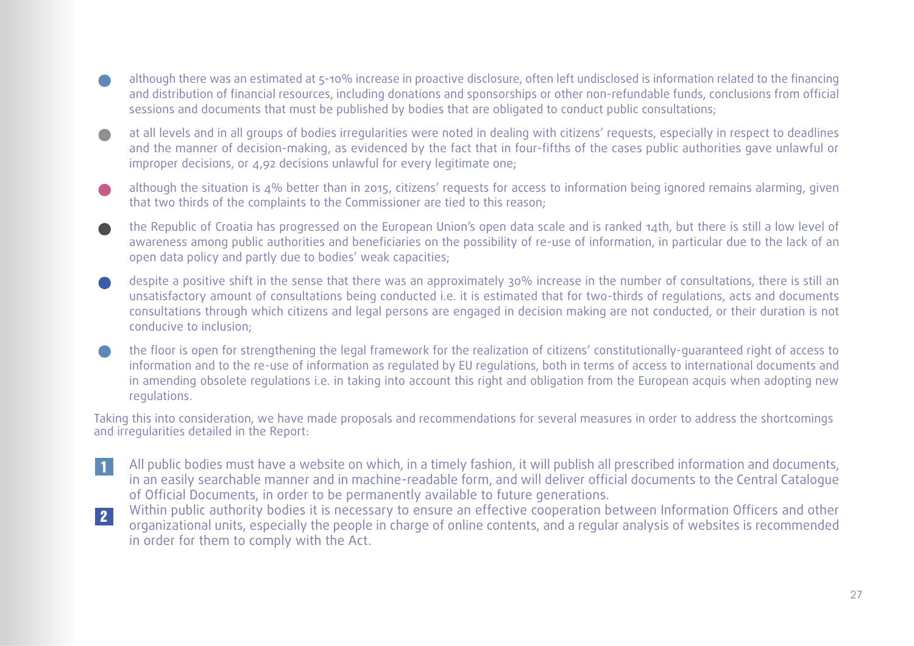- although there was an estimated at 5-10% increase in proactive disclosure, often left undisclosed is information related to the financing and distribution of financial resources, including donations and sponsorships or other non-refundable funds, conclusions from official sessions and documents that must be published by bodies that are obligated to conduct public consultations;
- at all levels and in all groups of bodies irregularities were noted in dealing with citizens' requests, especially in respect to deadlines and the manner of decision-making, as evidenced by the fact that in four-fifths of the cases public authorities gave unlawful or improper decisions, or 4,92 decisions unlawful for every legitimate one;
- although the situation is 4% better than in 2015, citizens' requests for access to information being ignored remains alarming, given that two thirds of the complaints to the Commissioner are tied to this reason;
- the Republic of Croatia has progressed on the European Union's open data scale and is ranked 14th, but there is still a low level of awareness among public authorities and beneficiaries on the possibility of re-use of information, in particular due to the lack of an open data policy and partly due to bodies' weak capacities;
- despite a positive shift in the sense that there was an approximately 30% increase in the number of consultations, there is still an unsatisfactory amount of consultations being conducted i.e. it is estimated that for two-thirds of regulations, acts and documents consultations through which citizens and legal persons are engaged in decision making are not conducted, or their duration is not conducive to inclusion;
- the floor is open for strengthening the legal framework for the realization of citizens' constitutionally-guaranteed right of access to information and to the re-use of information as regulated by EU regulations, both in terms of access to international documents and in amending obsolete regulations i.e. in taking into account this right and obligation from the European acquis when adopting new regulations.

Taking this into consideration, we have made proposals and recommendations for several measures in order to address the shortcomings and irregularities detailed in the Report:

1. All public bodies must have a website on which, in a timely fashion, it will publish all prescribed information and documents, in an easily searchable manner and in machine-readable form, and will deliver official documents to the Central Catalogue of Official Documents, in order to be permanently available to future generations.
2. Within public authority bodies it is necessary to ensure an effective cooperation between Information Officers and other organizational units, especially the people in charge of online contents, and a regular analysis of websites is recommended in order for them to comply with the Act.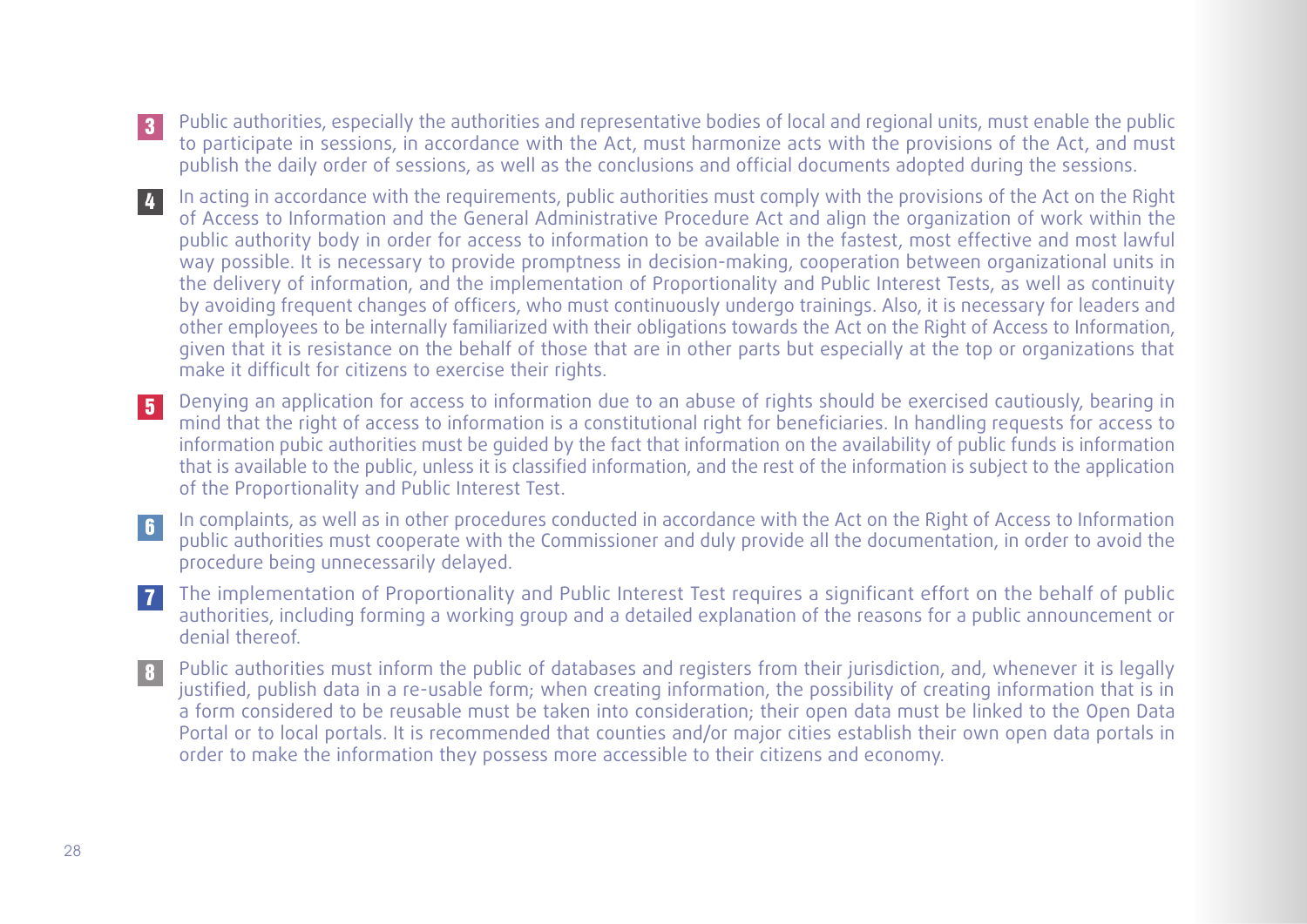3. Public authorities, especially the authorities and representative bodies of local and regional units, must enable the public to participate in sessions, in accordance with the Act, must harmonize acts with the provisions of the Act, and must publish the daily order of sessions, as well as the conclusions and official documents adopted during the sessions.

4. In acting in accordance with the requirements, public authorities must comply with the provisions of the Act on the Right of Access to Information and the General Administrative Procedure Act and align the organization of work within the public authority body in order for access to information to be available in the fastest, most effective and most lawful way possible. It is necessary to provide promptness in decision-making, cooperation between organizational units in the delivery of information, and the implementation of Proportionality and Public Interest Tests, as well as continuity by avoiding frequent changes of officers, who must continuously undergo trainings. Also, it is necessary for leaders and other employees to be internally familiarized with their obligations towards the Act on the Right of Access to Information, given that it is resistance on the behalf of those that are in other parts but especially at the top or organizations that make it difficult for citizens to exercise their rights.

5. Denying an application for access to information due to an abuse of rights should be exercised cautiously, bearing in mind that the right of access to information is a constitutional right for beneficiaries. In handling requests for access to information pubic authorities must be guided by the fact that information on the availability of public funds is information that is available to the public, unless it is classified information, and the rest of the information is subject to the application of the Proportionality and Public Interest Test.

6. In complaints, as well as in other procedures conducted in accordance with the Act on the Right of Access to Information public authorities must cooperate with the Commissioner and duly provide all the documentation, in order to avoid the procedure being unnecessarily delayed.

7. The implementation of Proportionality and Public Interest Test requires a significant effort on the behalf of public authorities, including forming a working group and a detailed explanation of the reasons for a public announcement or denial thereof.

8. Public authorities must inform the public of databases and registers from their jurisdiction, and, whenever it is legally justified, publish data in a re-usable form; when creating information, the possibility of creating information that is in a form considered to be reusable must be taken into consideration; their open data must be linked to the Open Data Portal or to local portals. It is recommended that counties and/or major cities establish their own open data portals in order to make the information they possess more accessible to their citizens and economy.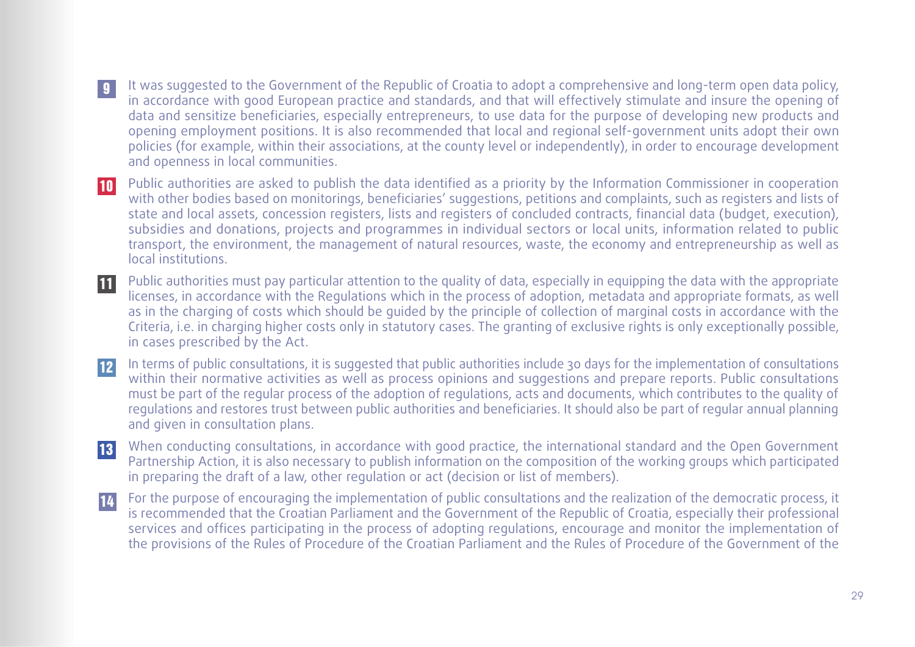**9** It was suggested to the Government of the Republic of Croatia to adopt a comprehensive and long-term open data policy, in accordance with good European practice and standards, and that will effectively stimulate and insure the opening of data and sensitize beneficiaries, especially entrepreneurs, to use data for the purpose of developing new products and opening employment positions. It is also recommended that local and regional self-government units adopt their own policies (for example, within their associations, at the county level or independently), in order to encourage development and openness in local communities.

**10** Public authorities are asked to publish the data identified as a priority by the Information Commissioner in cooperation with other bodies based on monitorings, beneficiaries' suggestions, petitions and complaints, such as registers and lists of state and local assets, concession registers, lists and registers of concluded contracts, financial data (budget, execution), subsidies and donations, projects and programmes in individual sectors or local units, information related to public transport, the environment, the management of natural resources, waste, the economy and entrepreneurship as well as local institutions.

**11** Public authorities must pay particular attention to the quality of data, especially in equipping the data with the appropriate licenses, in accordance with the Regulations which in the process of adoption, metadata and appropriate formats, as well as in the charging of costs which should be guided by the principle of collection of marginal costs in accordance with the Criteria, i.e. in charging higher costs only in statutory cases. The granting of exclusive rights is only exceptionally possible, in cases prescribed by the Act.

**12** In terms of public consultations, it is suggested that public authorities include 30 days for the implementation of consultations within their normative activities as well as process opinions and suggestions and prepare reports. Public consultations must be part of the regular process of the adoption of regulations, acts and documents, which contributes to the quality of regulations and restores trust between public authorities and beneficiaries. It should also be part of regular annual planning and given in consultation plans.

**13** When conducting consultations, in accordance with good practice, the international standard and the Open Government Partnership Action, it is also necessary to publish information on the composition of the working groups which participated in preparing the draft of a law, other regulation or act (decision or list of members).

**14** For the purpose of encouraging the implementation of public consultations and the realization of the democratic process, it is recommended that the Croatian Parliament and the Government of the Republic of Croatia, especially their professional services and offices participating in the process of adopting regulations, encourage and monitor the implementation of the provisions of the Rules of Procedure of the Croatian Parliament and the Rules of Procedure of the Government of the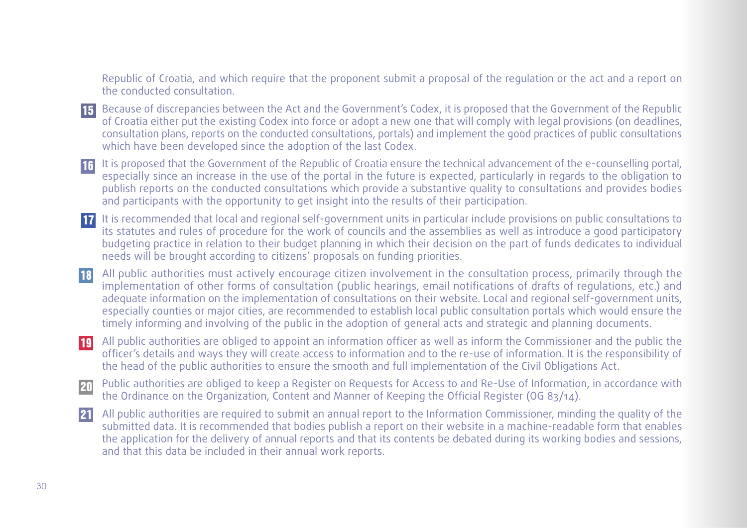Republic of Croatia, and which require that the proponent submit a proposal of the regulation or the act and a report on the conducted consultation.

**15** Because of discrepancies between the Act and the Government's Codex, it is proposed that the Government of the Republic of Croatia either put the existing Codex into force or adopt a new one that will comply with legal provisions (on deadlines, consultation plans, reports on the conducted consultations, portals) and implement the good practices of public consultations which have been developed since the adoption of the last Codex.

**16** It is proposed that the Government of the Republic of Croatia ensure the technical advancement of the e-counselling portal, especially since an increase in the use of the portal in the future is expected, particularly in regards to the obligation to publish reports on the conducted consultations which provide a substantive quality to consultations and provides bodies and participants with the opportunity to get insight into the results of their participation.

**17** It is recommended that local and regional self-government units in particular include provisions on public consultations to its statutes and rules of procedure for the work of councils and the assemblies as well as introduce a good participatory budgeting practice in relation to their budget planning in which their decision on the part of funds dedicates to individual needs will be brought according to citizens' proposals on funding priorities.

**18** All public authorities must actively encourage citizen involvement in the consultation process, primarily through the implementation of other forms of consultation (public hearings, email notifications of drafts of regulations, etc.) and adequate information on the implementation of consultations on their website. Local and regional self-government units, especially counties or major cities, are recommended to establish local public consultation portals which would ensure the timely informing and involving of the public in the adoption of general acts and strategic and planning documents.

**19** All public authorities are obliged to appoint an information officer as well as inform the Commissioner and the public the officer's details and ways they will create access to information and to the re-use of information. It is the responsibility of the head of the public authorities to ensure the smooth and full implementation of the Civil Obligations Act.

**20** Public authorities are obliged to keep a Register on Requests for Access to and Re-Use of Information, in accordance with the Ordinance on the Organization, Content and Manner of Keeping the Official Register (OG 83/14).

**21** All public authorities are required to submit an annual report to the Information Commissioner, minding the quality of the submitted data. It is recommended that bodies publish a report on their website in a machine-readable form that enables the application for the delivery of annual reports and that its contents be debated during its working bodies and sessions, and that this data be included in their annual work reports.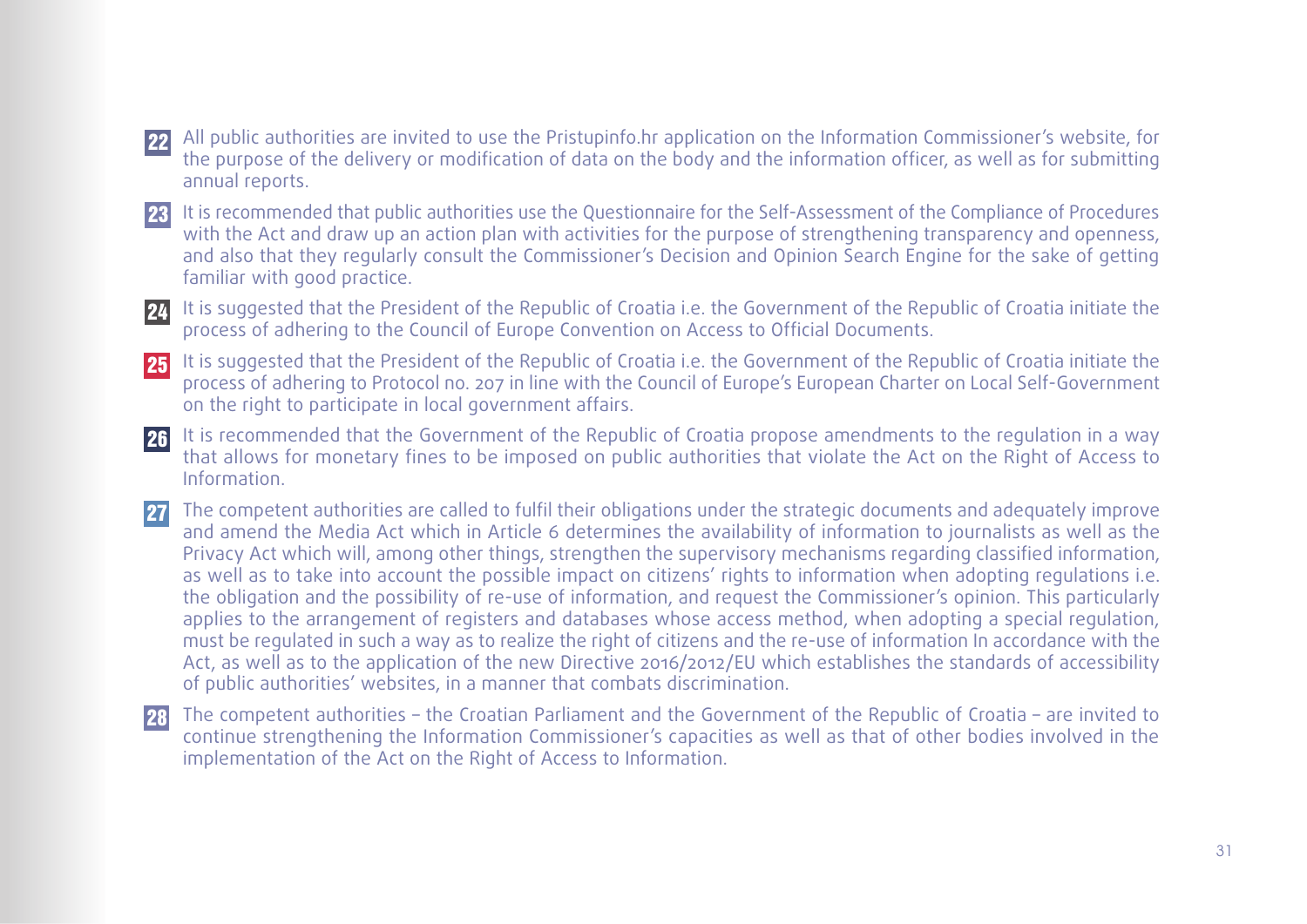**22** All public authorities are invited to use the Pristupinfo.hr application on the Information Commissioner's website, for the purpose of the delivery or modification of data on the body and the information officer, as well as for submitting annual reports.

**23** It is recommended that public authorities use the Questionnaire for the Self-Assessment of the Compliance of Procedures with the Act and draw up an action plan with activities for the purpose of strengthening transparency and openness, and also that they regularly consult the Commissioner's Decision and Opinion Search Engine for the sake of getting familiar with good practice.

**24** It is suggested that the President of the Republic of Croatia i.e. the Government of the Republic of Croatia initiate the process of adhering to the Council of Europe Convention on Access to Official Documents.

**25** It is suggested that the President of the Republic of Croatia i.e. the Government of the Republic of Croatia initiate the process of adhering to Protocol no. 207 in line with the Council of Europe's European Charter on Local Self-Government on the right to participate in local government affairs.

**26** It is recommended that the Government of the Republic of Croatia propose amendments to the regulation in a way that allows for monetary fines to be imposed on public authorities that violate the Act on the Right of Access to Information.

**27** The competent authorities are called to fulfil their obligations under the strategic documents and adequately improve and amend the Media Act which in Article 6 determines the availability of information to journalists as well as the Privacy Act which will, among other things, strengthen the supervisory mechanisms regarding classified information, as well as to take into account the possible impact on citizens' rights to information when adopting regulations i.e. the obligation and the possibility of re-use of information, and request the Commissioner's opinion. This particularly applies to the arrangement of registers and databases whose access method, when adopting a special regulation, must be regulated in such a way as to realize the right of citizens and the re-use of information In accordance with the Act, as well as to the application of the new Directive 2016/2012/EU which establishes the standards of accessibility of public authorities' websites, in a manner that combats discrimination.

**28** The competent authorities – the Croatian Parliament and the Government of the Republic of Croatia – are invited to continue strengthening the Information Commissioner's capacities as well as that of other bodies involved in the implementation of the Act on the Right of Access to Information.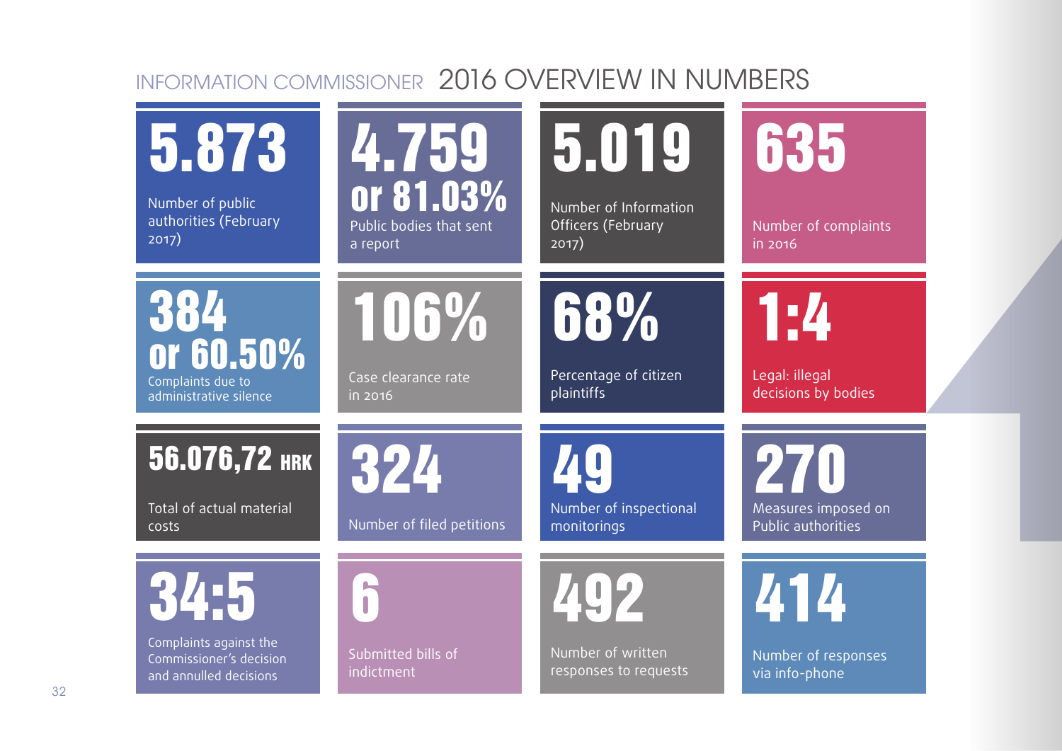# INFORMATION COMMISSIONER 2016 OVERVIEW IN NUMBERS

**5.873**
Number of public authorities (February 2017)

**4.759 or 81.03%**
Public bodies that sent a report

**5.019**
Number of Information Officers (February 2017)

**635**
Number of complaints in 2016

**384 or 60.50%**
Complaints due to administrative silence

**106%**
Case clearance rate in 2016

**68%**
Percentage of citizen plaintiffs

**1:4**
Legal: illegal decisions by bodies

**56.076,72 HRK**
Total of actual material costs

**324**
Number of filed petitions

**49**
Number of inspectional monitorings

**270**
Measures imposed on Public authorities

**34:5**
Complaints against the Commissioner's decision and annulled decisions

**6**
Submitted bills of indictment

**492**
Number of written responses to requests

**414**
Number of responses via info-phone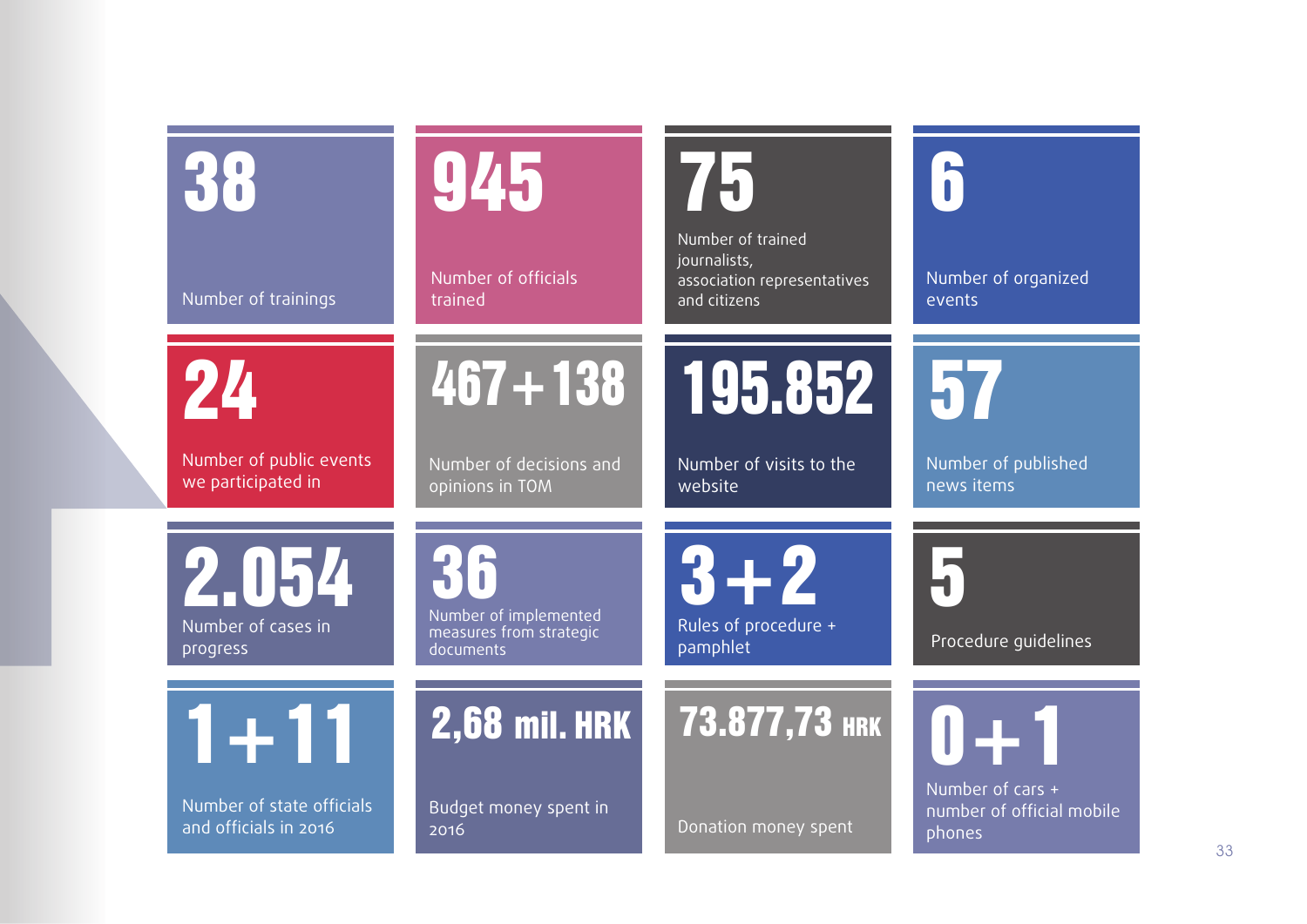**38**
Number of trainings

**945**
Number of officials trained

**75**
Number of trained journalists, association representatives and citizens

**6**
Number of organized events

**24**
Number of public events we participated in

**467+138**
Number of decisions and opinions in TOM

**195.852**
Number of visits to the website

**57**
Number of published news items

**2.054**
Number of cases in progress

**36**
Number of implemented measures from strategic documents

**3+2**
Rules of procedure + pamphlet

**5**
Procedure guidelines

**1+11**
Number of state officials and officials in 2016

**2,68 mil. HRK**
Budget money spent in 2016

**73.877,73 HRK**
Donation money spent

**0+1**
Number of cars + number of official mobile phones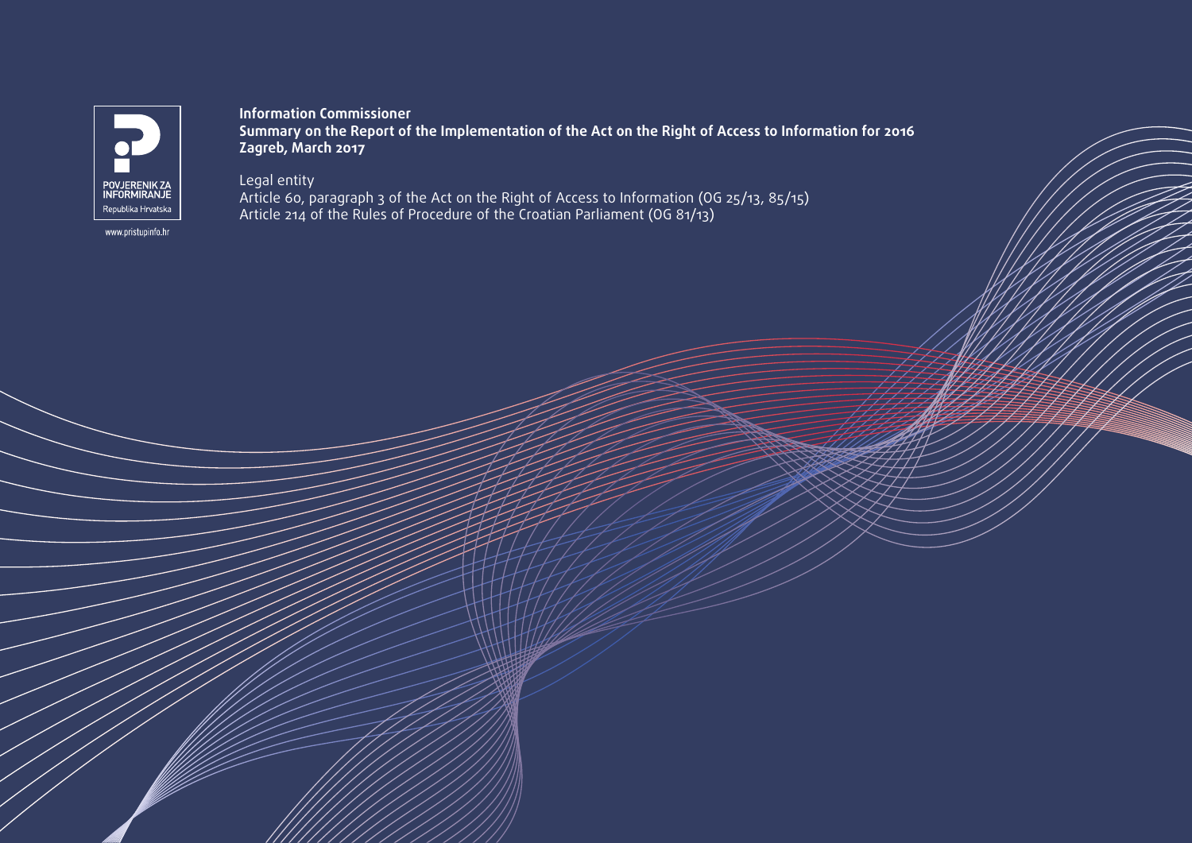POVJERENIK ZA INFORMIRANJE
Republika Hrvatska

www.pristupinfo.hr

**Information Commissioner**
**Summary on the Report of the Implementation of the Act on the Right of Access to Information for 2016**
**Zagreb, March 2017**

Legal entity
Article 60, paragraph 3 of the Act on the Right of Access to Information (OG 25/13, 85/15)
Article 214 of the Rules of Procedure of the Croatian Parliament (OG 81/13)